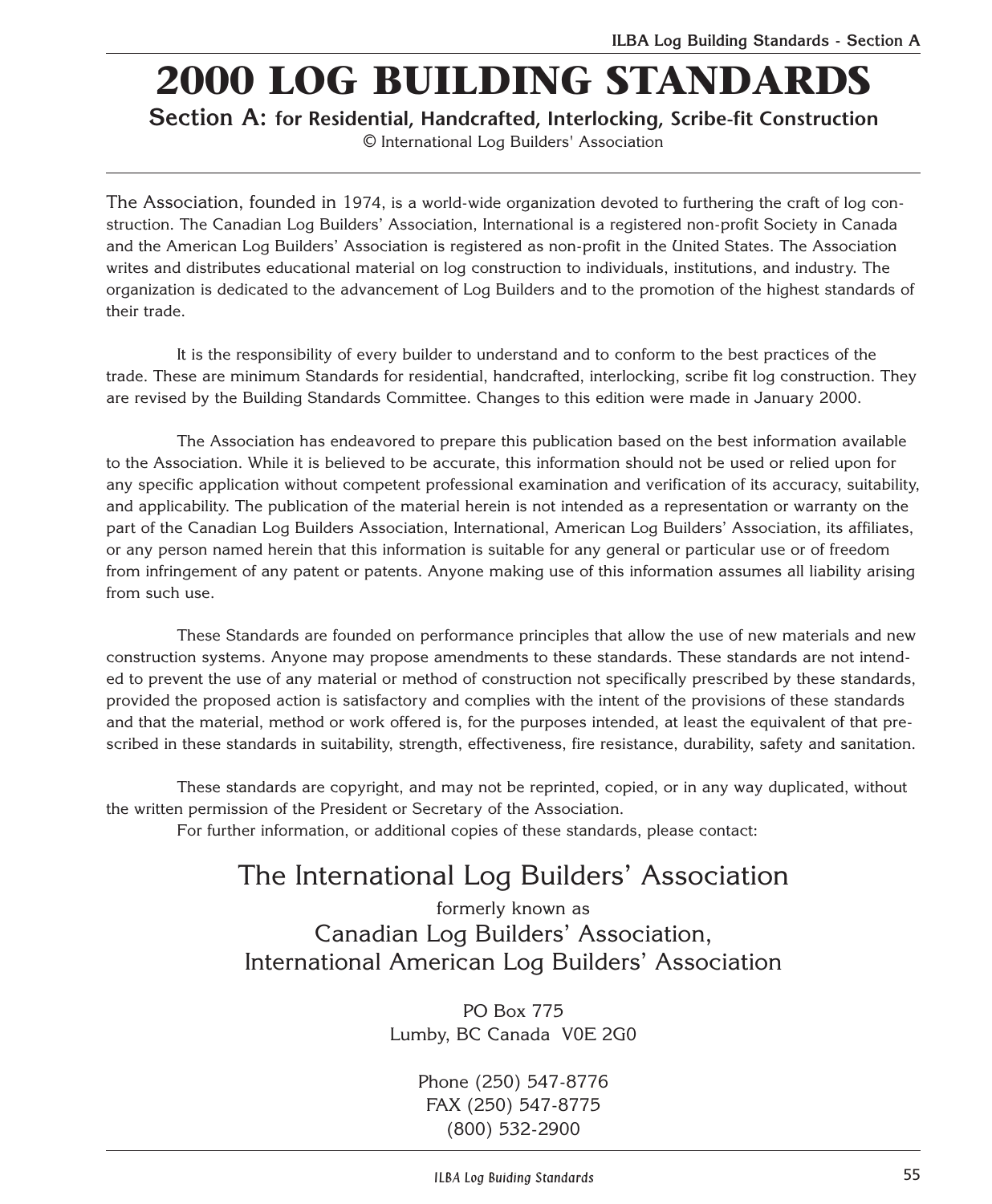# 2000 LOG BUILDING STANDARDS

## Section A: for Residential, Handcrafted, Interlocking, Scribe-fit Construction

© International Log Builders' Association

The Association, founded in 1974, is a world-wide organization devoted to furthering the craft of log construction. The Canadian Log Builders' Association, International is a registered non-profit Society in Canada and the American Log Builders' Association is registered as non-profit in the United States. The Association writes and distributes educational material on log construction to individuals, institutions, and industry. The organization is dedicated to the advancement of Log Builders and to the promotion of the highest standards of their trade.

It is the responsibility of every builder to understand and to conform to the best practices of the trade. These are minimum Standards for residential, handcrafted, interlocking, scribe fit log construction. They are revised by the Building Standards Committee. Changes to this edition were made in January 2000.

The Association has endeavored to prepare this publication based on the best information available to the Association. While it is believed to be accurate, this information should not be used or relied upon for any specific application without competent professional examination and verification of its accuracy, suitability, and applicability. The publication of the material herein is not intended as a representation or warranty on the part of the Canadian Log Builders Association, International, American Log Builders' Association, its affiliates, or any person named herein that this information is suitable for any general or particular use or of freedom from infringement of any patent or patents. Anyone making use of this information assumes all liability arising from such use.

These Standards are founded on performance principles that allow the use of new materials and new construction systems. Anyone may propose amendments to these standards. These standards are not intended to prevent the use of any material or method of construction not specifically prescribed by these standards, provided the proposed action is satisfactory and complies with the intent of the provisions of these standards and that the material, method or work offered is, for the purposes intended, at least the equivalent of that prescribed in these standards in suitability, strength, effectiveness, fire resistance, durability, safety and sanitation.

These standards are copyright, and may not be reprinted, copied, or in any way duplicated, without the written permission of the President or Secretary of the Association.

For further information, or additional copies of these standards, please contact:

The International Log Builders' Association

formerly known as

Canadian Log Builders' Association,
International American Log Builders' Association

PO Box 775
Lumby, BC Canada V0E 2G0

Phone (250) 547-8776
FAX (250) 547-8775
(800) 532-2900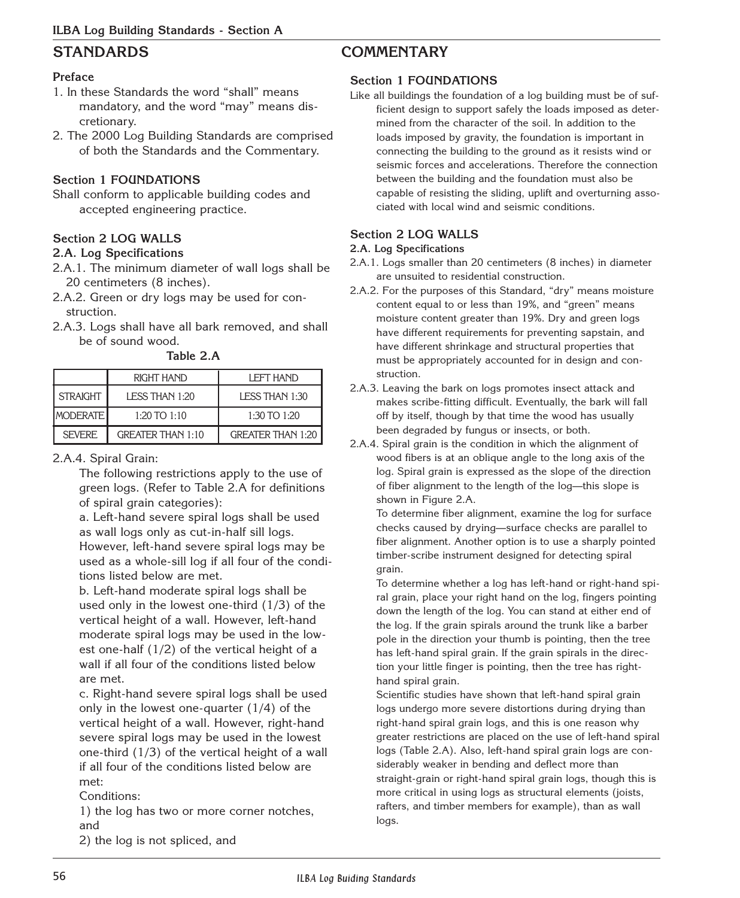# STANDARDS

## Preface

1. In these Standards the word "shall" means mandatory, and the word "may" means discretionary.
2. The 2000 Log Building Standards are comprised of both the Standards and the Commentary.

## Section 1 FOUNDATIONS

Shall conform to applicable building codes and accepted engineering practice.

## Section 2 LOG WALLS

### 2.A. Log Specifications

2.A.1. The minimum diameter of wall logs shall be 20 centimeters (8 inches).

2.A.2. Green or dry logs may be used for construction.

2.A.3. Logs shall have all bark removed, and shall be of sound wood.

**Table 2.A**

| | RIGHT HAND | LEFT HAND |
|---|---|---|
| STRAIGHT | LESS THAN 1:20 | LESS THAN 1:30 |
| MODERATE | 1:20 TO 1:10 | 1:30 TO 1:20 |
| SEVERE | GREATER THAN 1:10 | GREATER THAN 1:20 |

2.A.4. Spiral Grain:

The following restrictions apply to the use of green logs. (Refer to Table 2.A for definitions of spiral grain categories):

a. Left-hand severe spiral logs shall be used as wall logs only as cut-in-half sill logs. However, left-hand severe spiral logs may be used as a whole-sill log if all four of the conditions listed below are met.

b. Left-hand moderate spiral logs shall be used only in the lowest one-third (1/3) of the vertical height of a wall. However, left-hand moderate spiral logs may be used in the lowest one-half (1/2) of the vertical height of a wall if all four of the conditions listed below are met.

c. Right-hand severe spiral logs shall be used only in the lowest one-quarter (1/4) of the vertical height of a wall. However, right-hand severe spiral logs may be used in the lowest one-third (1/3) of the vertical height of a wall if all four of the conditions listed below are met:

Conditions:

1) the log has two or more corner notches, and

2) the log is not spliced, and

# COMMENTARY

## Section 1 FOUNDATIONS

Like all buildings the foundation of a log building must be of sufficient design to support safely the loads imposed as determined from the character of the soil. In addition to the loads imposed by gravity, the foundation is important in connecting the building to the ground as it resists wind or seismic forces and accelerations. Therefore the connection between the building and the foundation must also be capable of resisting the sliding, uplift and overturning associated with local wind and seismic conditions.

## Section 2 LOG WALLS

### 2.A. Log Specifications

2.A.1. Logs smaller than 20 centimeters (8 inches) in diameter are unsuited to residential construction.

2.A.2. For the purposes of this Standard, "dry" means moisture content equal to or less than 19%, and "green" means moisture content greater than 19%. Dry and green logs have different requirements for preventing sapstain, and have different shrinkage and structural properties that must be appropriately accounted for in design and construction.

2.A.3. Leaving the bark on logs promotes insect attack and makes scribe-fitting difficult. Eventually, the bark will fall off by itself, though by that time the wood has usually been degraded by fungus or insects, or both.

2.A.4. Spiral grain is the condition in which the alignment of wood fibers is at an oblique angle to the long axis of the log. Spiral grain is expressed as the slope of the direction of fiber alignment to the length of the log—this slope is shown in Figure 2.A.

To determine fiber alignment, examine the log for surface checks caused by drying—surface checks are parallel to fiber alignment. Another option is to use a sharply pointed timber-scribe instrument designed for detecting spiral grain.

To determine whether a log has left-hand or right-hand spiral grain, place your right hand on the log, fingers pointing down the length of the log. You can stand at either end of the log. If the grain spirals around the trunk like a barber pole in the direction your thumb is pointing, then the tree has left-hand spiral grain. If the grain spirals in the direction your little finger is pointing, then the tree has right-hand spiral grain.

Scientific studies have shown that left-hand spiral grain logs undergo more severe distortions during drying than right-hand spiral grain logs, and this is one reason why greater restrictions are placed on the use of left-hand spiral logs (Table 2.A). Also, left-hand spiral grain logs are considerably weaker in bending and deflect more than straight-grain or right-hand spiral grain logs, though this is more critical in using logs as structural elements (joists, rafters, and timber members for example), than as wall logs.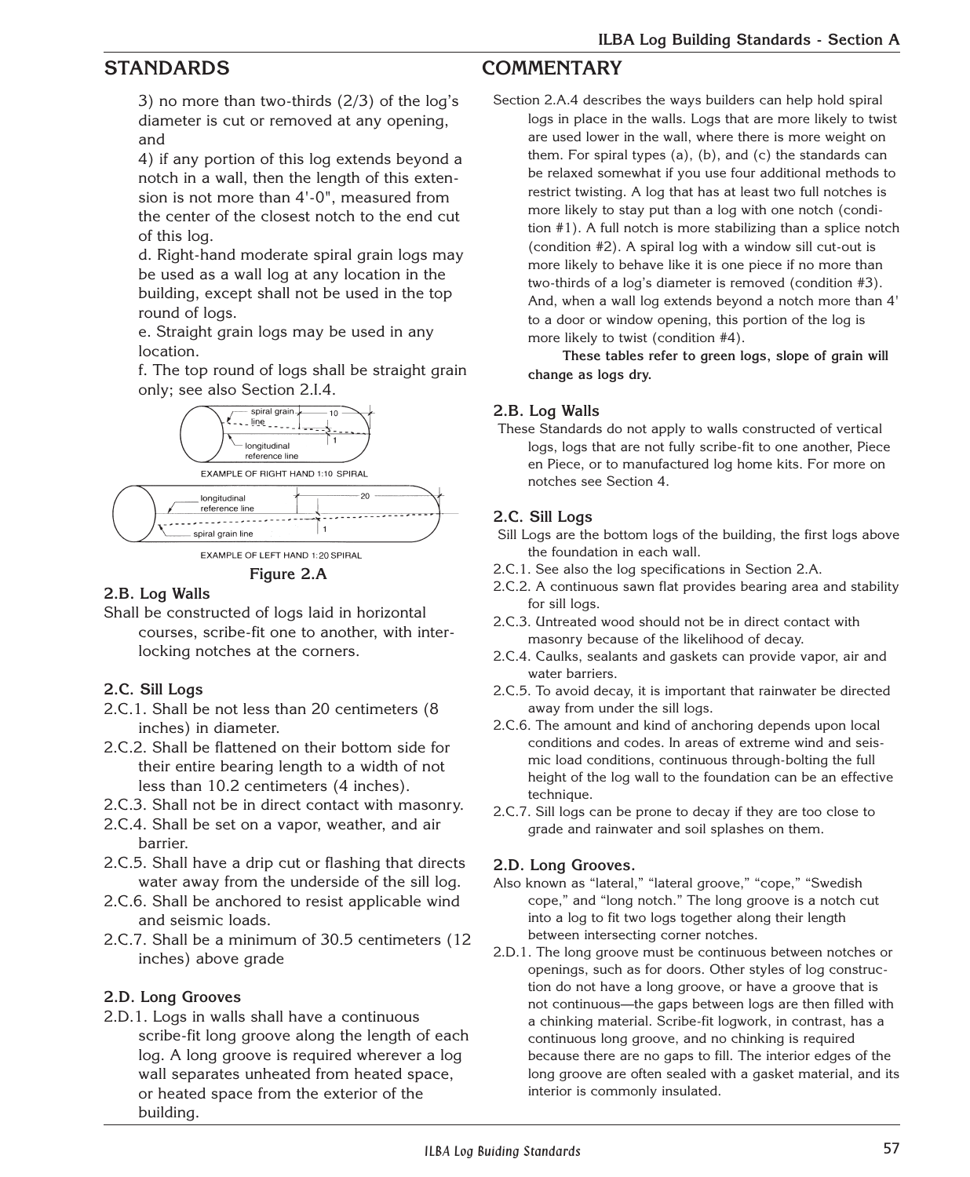## STANDARDS

3) no more than two-thirds (2/3) of the log's diameter is cut or removed at any opening, and

4) if any portion of this log extends beyond a notch in a wall, then the length of this extension is not more than 4'-0", measured from the center of the closest notch to the end cut of this log.

d. Right-hand moderate spiral grain logs may be used as a wall log at any location in the building, except shall not be used in the top round of logs.

e. Straight grain logs may be used in any location.

f. The top round of logs shall be straight grain only; see also Section 2.I.4.

EXAMPLE OF RIGHT HAND 1:10 SPIRAL

EXAMPLE OF LEFT HAND 1:20 SPIRAL

**Figure 2.A**

### 2.B. Log Walls

Shall be constructed of logs laid in horizontal courses, scribe-fit one to another, with interlocking notches at the corners.

### 2.C. Sill Logs

2.C.1. Shall be not less than 20 centimeters (8 inches) in diameter.

2.C.2. Shall be flattened on their bottom side for their entire bearing length to a width of not less than 10.2 centimeters (4 inches).

2.C.3. Shall not be in direct contact with masonry.

2.C.4. Shall be set on a vapor, weather, and air barrier.

2.C.5. Shall have a drip cut or flashing that directs water away from the underside of the sill log.

2.C.6. Shall be anchored to resist applicable wind and seismic loads.

2.C.7. Shall be a minimum of 30.5 centimeters (12 inches) above grade

### 2.D. Long Grooves

2.D.1. Logs in walls shall have a continuous scribe-fit long groove along the length of each log. A long groove is required wherever a log wall separates unheated from heated space, or heated space from the exterior of the building.

## COMMENTARY

Section 2.A.4 describes the ways builders can help hold spiral logs in place in the walls. Logs that are more likely to twist are used lower in the wall, where there is more weight on them. For spiral types (a), (b), and (c) the standards can be relaxed somewhat if you use four additional methods to restrict twisting. A log that has at least two full notches is more likely to stay put than a log with one notch (condition #1). A full notch is more stabilizing than a splice notch (condition #2). A spiral log with a window sill cut-out is more likely to behave like it is one piece if no more than two-thirds of a log's diameter is removed (condition #3). And, when a wall log extends beyond a notch more than 4' to a door or window opening, this portion of the log is more likely to twist (condition #4).

**These tables refer to green logs, slope of grain will change as logs dry.**

### 2.B. Log Walls

These Standards do not apply to walls constructed of vertical logs, logs that are not fully scribe-fit to one another, Piece en Piece, or to manufactured log home kits. For more on notches see Section 4.

### 2.C. Sill Logs

Sill Logs are the bottom logs of the building, the first logs above the foundation in each wall.

2.C.1. See also the log specifications in Section 2.A.

2.C.2. A continuous sawn flat provides bearing area and stability for sill logs.

2.C.3. Untreated wood should not be in direct contact with masonry because of the likelihood of decay.

2.C.4. Caulks, sealants and gaskets can provide vapor, air and water barriers.

2.C.5. To avoid decay, it is important that rainwater be directed away from under the sill logs.

2.C.6. The amount and kind of anchoring depends upon local conditions and codes. In areas of extreme wind and seismic load conditions, continuous through-bolting the full height of the log wall to the foundation can be an effective technique.

2.C.7. Sill logs can be prone to decay if they are too close to grade and rainwater and soil splashes on them.

### 2.D. Long Grooves.

Also known as "lateral," "lateral groove," "cope," "Swedish cope," and "long notch." The long groove is a notch cut into a log to fit two logs together along their length between intersecting corner notches.

2.D.1. The long groove must be continuous between notches or openings, such as for doors. Other styles of log construction do not have a long groove, or have a groove that is not continuous—the gaps between logs are then filled with a chinking material. Scribe-fit logwork, in contrast, has a continuous long groove, and no chinking is required because there are no gaps to fill. The interior edges of the long groove are often sealed with a gasket material, and its interior is commonly insulated.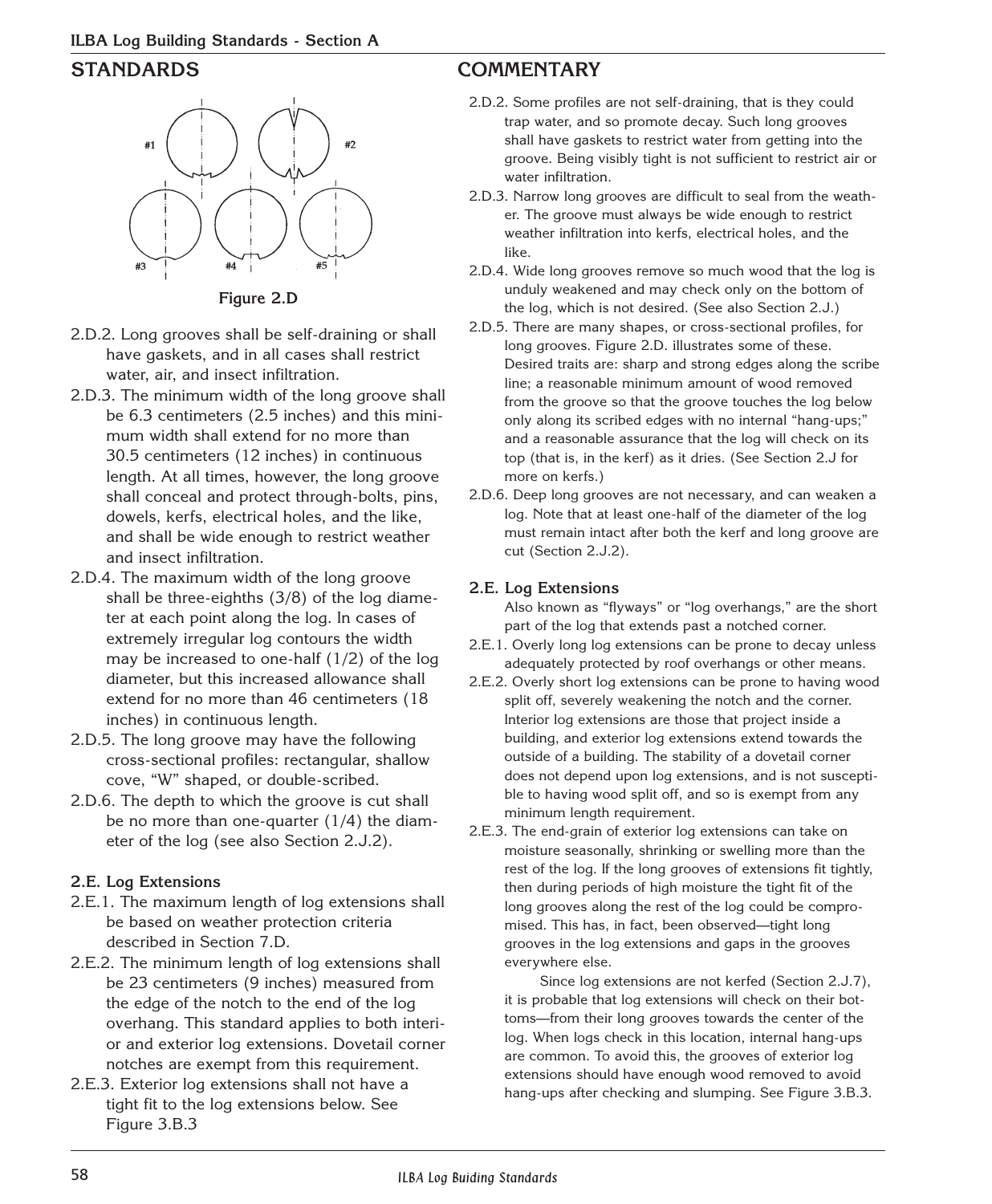## STANDARDS

Figure 2.D

2.D.2. Long grooves shall be self-draining or shall have gaskets, and in all cases shall restrict water, air, and insect infiltration.

2.D.3. The minimum width of the long groove shall be 6.3 centimeters (2.5 inches) and this minimum width shall extend for no more than 30.5 centimeters (12 inches) in continuous length. At all times, however, the long groove shall conceal and protect through-bolts, pins, dowels, kerfs, electrical holes, and the like, and shall be wide enough to restrict weather and insect infiltration.

2.D.4. The maximum width of the long groove shall be three-eighths (3/8) of the log diameter at each point along the log. In cases of extremely irregular log contours the width may be increased to one-half (1/2) of the log diameter, but this increased allowance shall extend for no more than 46 centimeters (18 inches) in continuous length.

2.D.5. The long groove may have the following cross-sectional profiles: rectangular, shallow cove, "W" shaped, or double-scribed.

2.D.6. The depth to which the groove is cut shall be no more than one-quarter (1/4) the diameter of the log (see also Section 2.J.2).

### 2.E. Log Extensions

2.E.1. The maximum length of log extensions shall be based on weather protection criteria described in Section 7.D.

2.E.2. The minimum length of log extensions shall be 23 centimeters (9 inches) measured from the edge of the notch to the end of the log overhang. This standard applies to both interior and exterior log extensions. Dovetail corner notches are exempt from this requirement.

2.E.3. Exterior log extensions shall not have a tight fit to the log extensions below. See Figure 3.B.3

## COMMENTARY

2.D.2. Some profiles are not self-draining, that is they could trap water, and so promote decay. Such long grooves shall have gaskets to restrict water from getting into the groove. Being visibly tight is not sufficient to restrict air or water infiltration.

2.D.3. Narrow long grooves are difficult to seal from the weather. The groove must always be wide enough to restrict weather infiltration into kerfs, electrical holes, and the like.

2.D.4. Wide long grooves remove so much wood that the log is unduly weakened and may check only on the bottom of the log, which is not desired. (See also Section 2.J.)

2.D.5. There are many shapes, or cross-sectional profiles, for long grooves. Figure 2.D. illustrates some of these. Desired traits are: sharp and strong edges along the scribe line; a reasonable minimum amount of wood removed from the groove so that the groove touches the log below only along its scribed edges with no internal "hang-ups;" and a reasonable assurance that the log will check on its top (that is, in the kerf) as it dries. (See Section 2.J for more on kerfs.)

2.D.6. Deep long grooves are not necessary, and can weaken a log. Note that at least one-half of the diameter of the log must remain intact after both the kerf and long groove are cut (Section 2.J.2).

### 2.E. Log Extensions

Also known as "flyways" or "log overhangs," are the short part of the log that extends past a notched corner.

2.E.1. Overly long log extensions can be prone to decay unless adequately protected by roof overhangs or other means.

2.E.2. Overly short log extensions can be prone to having wood split off, severely weakening the notch and the corner. Interior log extensions are those that project inside a building, and exterior log extensions extend towards the outside of a building. The stability of a dovetail corner does not depend upon log extensions, and is not susceptible to having wood split off, and so is exempt from any minimum length requirement.

2.E.3. The end-grain of exterior log extensions can take on moisture seasonally, shrinking or swelling more than the rest of the log. If the long grooves of extensions fit tightly, then during periods of high moisture the tight fit of the long grooves along the rest of the log could be compromised. This has, in fact, been observed—tight long grooves in the log extensions and gaps in the grooves everywhere else.

Since log extensions are not kerfed (Section 2.J.7), it is probable that log extensions will check on their bottoms—from their long grooves towards the center of the log. When logs check in this location, internal hang-ups are common. To avoid this, the grooves of exterior log extensions should have enough wood removed to avoid hang-ups after checking and slumping. See Figure 3.B.3.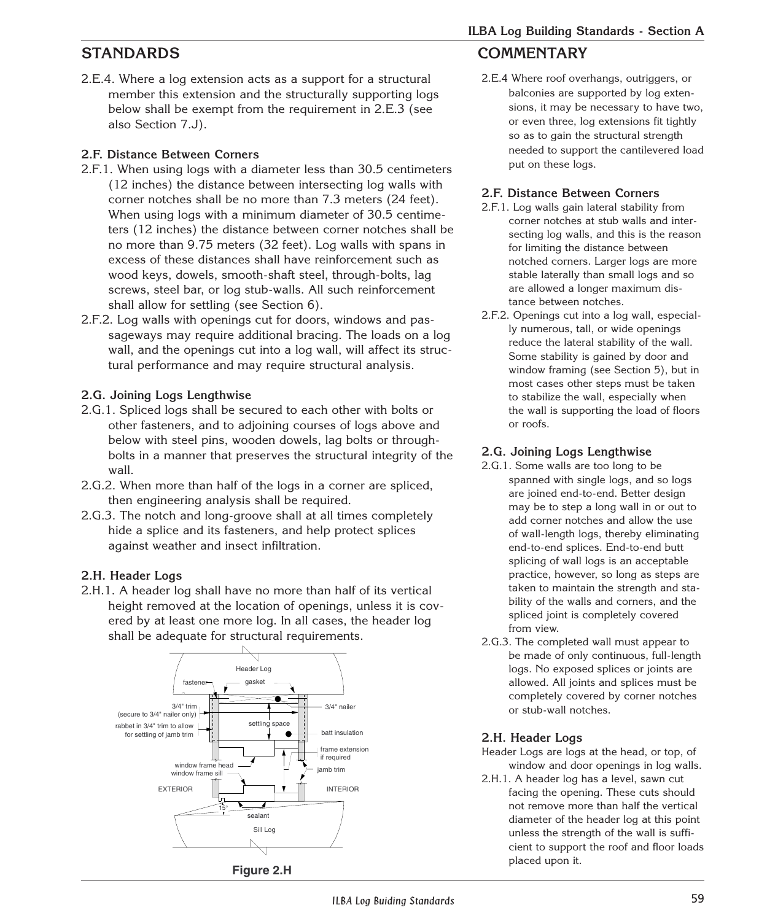## STANDARDS

2.E.4. Where a log extension acts as a support for a structural member this extension and the structurally supporting logs below shall be exempt from the requirement in 2.E.3 (see also Section 7.J).

### 2.F. Distance Between Corners

2.F.1. When using logs with a diameter less than 30.5 centimeters (12 inches) the distance between intersecting log walls with corner notches shall be no more than 7.3 meters (24 feet). When using logs with a minimum diameter of 30.5 centimeters (12 inches) the distance between corner notches shall be no more than 9.75 meters (32 feet). Log walls with spans in excess of these distances shall have reinforcement such as wood keys, dowels, smooth-shaft steel, through-bolts, lag screws, steel bar, or log stub-walls. All such reinforcement shall allow for settling (see Section 6).

2.F.2. Log walls with openings cut for doors, windows and passageways may require additional bracing. The loads on a log wall, and the openings cut into a log wall, will affect its structural performance and may require structural analysis.

### 2.G. Joining Logs Lengthwise

2.G.1. Spliced logs shall be secured to each other with bolts or other fasteners, and to adjoining courses of logs above and below with steel pins, wooden dowels, lag bolts or through-bolts in a manner that preserves the structural integrity of the wall.

2.G.2. When more than half of the logs in a corner are spliced, then engineering analysis shall be required.

2.G.3. The notch and long-groove shall at all times completely hide a splice and its fasteners, and help protect splices against weather and insect infiltration.

### 2.H. Header Logs

2.H.1. A header log shall have no more than half of its vertical height removed at the location of openings, unless it is covered by at least one more log. In all cases, the header log shall be adequate for structural requirements.

Header Log; fastener; gasket; 3/4" trim (secure to 3/4" nailer only); 3/4" nailer; rabbet in 3/4" trim to allow for settling of jamb trim; settling space; batt insulation; frame extension if required; window frame head; window frame sill; jamb trim; EXTERIOR; INTERIOR; 15°; sealant; Sill Log

**Figure 2.H**

## COMMENTARY

2.E.4 Where roof overhangs, outriggers, or balconies are supported by log extensions, it may be necessary to have two, or even three, log extensions fit tightly so as to gain the structural strength needed to support the cantilevered load put on these logs.

### 2.F. Distance Between Corners

2.F.1. Log walls gain lateral stability from corner notches at stub walls and intersecting log walls, and this is the reason for limiting the distance between notched corners. Larger logs are more stable laterally than small logs and so are allowed a longer maximum distance between notches.

2.F.2. Openings cut into a log wall, especially numerous, tall, or wide openings reduce the lateral stability of the wall. Some stability is gained by door and window framing (see Section 5), but in most cases other steps must be taken to stabilize the wall, especially when the wall is supporting the load of floors or roofs.

### 2.G. Joining Logs Lengthwise

2.G.1. Some walls are too long to be spanned with single logs, and so logs are joined end-to-end. Better design may be to step a long wall in or out to add corner notches and allow the use of wall-length logs, thereby eliminating end-to-end splices. End-to-end butt splicing of wall logs is an acceptable practice, however, so long as steps are taken to maintain the strength and stability of the walls and corners, and the spliced joint is completely covered from view.

2.G.3. The completed wall must appear to be made of only continuous, full-length logs. No exposed splices or joints are allowed. All joints and splices must be completely covered by corner notches or stub-wall notches.

### 2.H. Header Logs

Header Logs are logs at the head, or top, of window and door openings in log walls.

2.H.1. A header log has a level, sawn cut facing the opening. These cuts should not remove more than half the vertical diameter of the header log at this point unless the strength of the wall is sufficient to support the roof and floor loads placed upon it.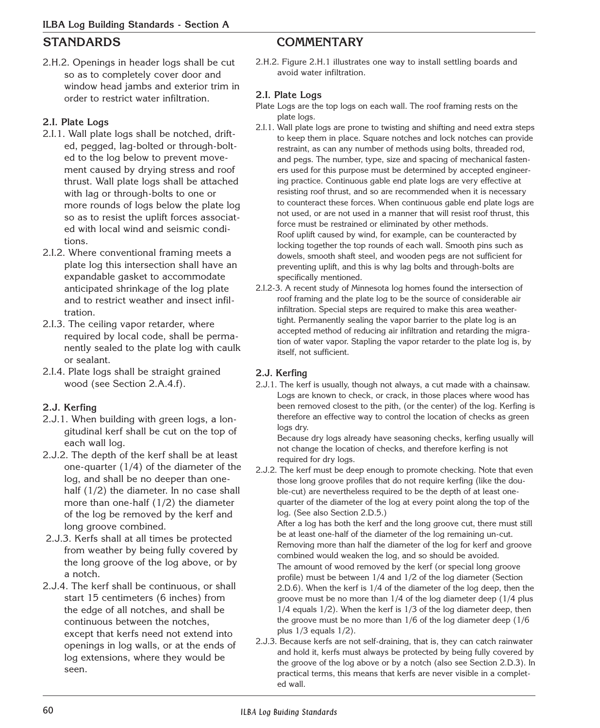## STANDARDS

2.H.2. Openings in header logs shall be cut so as to completely cover door and window head jambs and exterior trim in order to restrict water infiltration.

### 2.I. Plate Logs

2.I.1. Wall plate logs shall be notched, drifted, pegged, lag-bolted or through-bolted to the log below to prevent movement caused by drying stress and roof thrust. Wall plate logs shall be attached with lag or through-bolts to one or more rounds of logs below the plate log so as to resist the uplift forces associated with local wind and seismic conditions.

2.I.2. Where conventional framing meets a plate log this intersection shall have an expandable gasket to accommodate anticipated shrinkage of the log plate and to restrict weather and insect infiltration.

2.I.3. The ceiling vapor retarder, where required by local code, shall be permanently sealed to the plate log with caulk or sealant.

2.I.4. Plate logs shall be straight grained wood (see Section 2.A.4.f).

### 2.J. Kerfing

2.J.1. When building with green logs, a longitudinal kerf shall be cut on the top of each wall log.

2.J.2. The depth of the kerf shall be at least one-quarter (1/4) of the diameter of the log, and shall be no deeper than one-half (1/2) the diameter. In no case shall more than one-half (1/2) the diameter of the log be removed by the kerf and long groove combined.

2.J.3. Kerfs shall at all times be protected from weather by being fully covered by the long groove of the log above, or by a notch.

2.J.4. The kerf shall be continuous, or shall start 15 centimeters (6 inches) from the edge of all notches, and shall be continuous between the notches, except that kerfs need not extend into openings in log walls, or at the ends of log extensions, where they would be seen.

## COMMENTARY

2.H.2. Figure 2.H.1 illustrates one way to install settling boards and avoid water infiltration.

### 2.I. Plate Logs

Plate Logs are the top logs on each wall. The roof framing rests on the plate logs.

2.I.1. Wall plate logs are prone to twisting and shifting and need extra steps to keep them in place. Square notches and lock notches can provide restraint, as can any number of methods using bolts, threaded rod, and pegs. The number, type, size and spacing of mechanical fasteners used for this purpose must be determined by accepted engineering practice. Continuous gable end plate logs are very effective at resisting roof thrust, and so are recommended when it is necessary to counteract these forces. When continuous gable end plate logs are not used, or are not used in a manner that will resist roof thrust, this force must be restrained or eliminated by other methods.

Roof uplift caused by wind, for example, can be counteracted by locking together the top rounds of each wall. Smooth pins such as dowels, smooth shaft steel, and wooden pegs are not sufficient for preventing uplift, and this is why lag bolts and through-bolts are specifically mentioned.

2.I.2-3. A recent study of Minnesota log homes found the intersection of roof framing and the plate log to be the source of considerable air infiltration. Special steps are required to make this area weathertight. Permanently sealing the vapor barrier to the plate log is an accepted method of reducing air infiltration and retarding the migration of water vapor. Stapling the vapor retarder to the plate log is, by itself, not sufficient.

### 2.J. Kerfing

2.J.1. The kerf is usually, though not always, a cut made with a chainsaw. Logs are known to check, or crack, in those places where wood has been removed closest to the pith, (or the center) of the log. Kerfing is therefore an effective way to control the location of checks as green logs dry.

Because dry logs already have seasoning checks, kerfing usually will not change the location of checks, and therefore kerfing is not required for dry logs.

2.J.2. The kerf must be deep enough to promote checking. Note that even those long groove profiles that do not require kerfing (like the double-cut) are nevertheless required to be the depth of at least one-quarter of the diameter of the log at every point along the top of the log. (See also Section 2.D.5.)

After a log has both the kerf and the long groove cut, there must still be at least one-half of the diameter of the log remaining un-cut. Removing more than half the diameter of the log for kerf and groove combined would weaken the log, and so should be avoided.

The amount of wood removed by the kerf (or special long groove profile) must be between 1/4 and 1/2 of the log diameter (Section 2.D.6). When the kerf is 1/4 of the diameter of the log deep, then the groove must be no more than 1/4 of the log diameter deep (1/4 plus 1/4 equals 1/2). When the kerf is 1/3 of the log diameter deep, then the groove must be no more than 1/6 of the log diameter deep (1/6 plus 1/3 equals 1/2).

2.J.3. Because kerfs are not self-draining, that is, they can catch rainwater and hold it, kerfs must always be protected by being fully covered by the groove of the log above or by a notch (also see Section 2.D.3). In practical terms, this means that kerfs are never visible in a completed wall.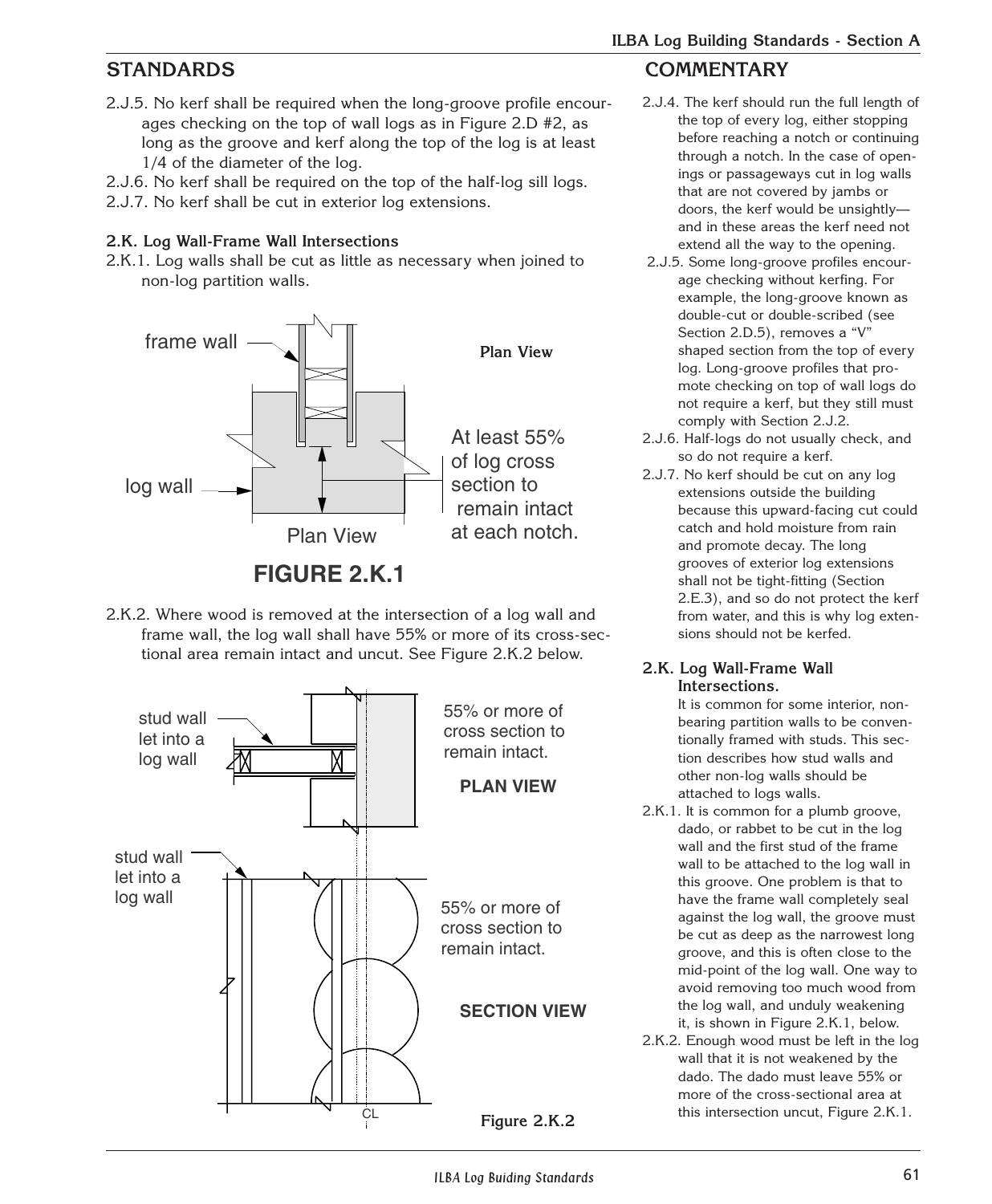## STANDARDS

2.J.5. No kerf shall be required when the long-groove profile encourages checking on the top of wall logs as in Figure 2.D #2, as long as the groove and kerf along the top of the log is at least 1/4 of the diameter of the log.

2.J.6. No kerf shall be required on the top of the half-log sill logs.

2.J.7. No kerf shall be cut in exterior log extensions.

### 2.K. Log Wall-Frame Wall Intersections

2.K.1. Log walls shall be cut as little as necessary when joined to non-log partition walls.

frame wall

Plan View

log wall

At least 55% of log cross section to remain intact at each notch.

Plan View

**FIGURE 2.K.1**

2.K.2. Where wood is removed at the intersection of a log wall and frame wall, the log wall shall have 55% or more of its cross-sectional area remain intact and uncut. See Figure 2.K.2 below.

stud wall let into a log wall

55% or more of cross section to remain intact.

**PLAN VIEW**

stud wall let into a log wall

55% or more of cross section to remain intact.

**SECTION VIEW**

CL

**Figure 2.K.2**

## COMMENTARY

2.J.4. The kerf should run the full length of the top of every log, either stopping before reaching a notch or continuing through a notch. In the case of openings or passageways cut in log walls that are not covered by jambs or doors, the kerf would be unsightly—and in these areas the kerf need not extend all the way to the opening.

2.J.5. Some long-groove profiles encourage checking without kerfing. For example, the long-groove known as double-cut or double-scribed (see Section 2.D.5), removes a "V" shaped section from the top of every log. Long-groove profiles that promote checking on top of wall logs do not require a kerf, but they still must comply with Section 2.J.2.

2.J.6. Half-logs do not usually check, and so do not require a kerf.

2.J.7. No kerf should be cut on any log extensions outside the building because this upward-facing cut could catch and hold moisture from rain and promote decay. The long grooves of exterior log extensions shall not be tight-fitting (Section 2.E.3), and so do not protect the kerf from water, and this is why log extensions should not be kerfed.

### 2.K. Log Wall-Frame Wall Intersections.

It is common for some interior, non-bearing partition walls to be conventionally framed with studs. This section describes how stud walls and other non-log walls should be attached to logs walls.

2.K.1. It is common for a plumb groove, dado, or rabbet to be cut in the log wall and the first stud of the frame wall to be attached to the log wall in this groove. One problem is that to have the frame wall completely seal against the log wall, the groove must be cut as deep as the narrowest long groove, and this is often close to the mid-point of the log wall. One way to avoid removing too much wood from the log wall, and unduly weakening it, is shown in Figure 2.K.1, below.

2.K.2. Enough wood must be left in the log wall that it is not weakened by the dado. The dado must leave 55% or more of the cross-sectional area at this intersection uncut, Figure 2.K.1.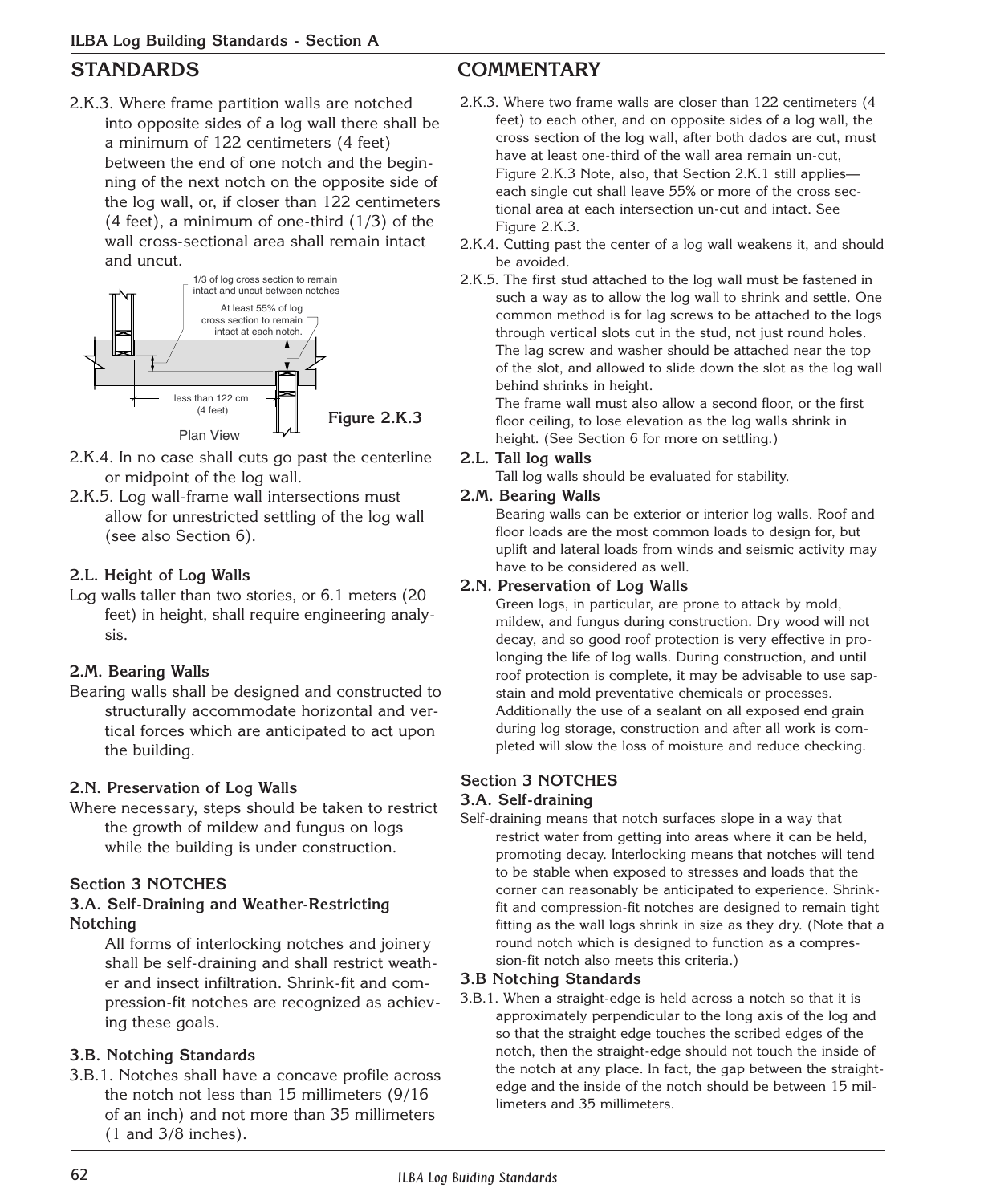## STANDARDS

2.K.3. Where frame partition walls are notched into opposite sides of a log wall there shall be a minimum of 122 centimeters (4 feet) between the end of one notch and the beginning of the next notch on the opposite side of the log wall, or, if closer than 122 centimeters (4 feet), a minimum of one-third (1/3) of the wall cross-sectional area shall remain intact and uncut.

1/3 of log cross section to remain intact and uncut between notches

At least 55% of log cross section to remain intact at each notch.

less than 122 cm (4 feet)

Plan View

Figure 2.K.3

2.K.4. In no case shall cuts go past the centerline or midpoint of the log wall.

2.K.5. Log wall-frame wall intersections must allow for unrestricted settling of the log wall (see also Section 6).

### 2.L. Height of Log Walls

Log walls taller than two stories, or 6.1 meters (20 feet) in height, shall require engineering analysis.

### 2.M. Bearing Walls

Bearing walls shall be designed and constructed to structurally accommodate horizontal and vertical forces which are anticipated to act upon the building.

### 2.N. Preservation of Log Walls

Where necessary, steps should be taken to restrict the growth of mildew and fungus on logs while the building is under construction.

### Section 3 NOTCHES

### 3.A. Self-Draining and Weather-Restricting Notching

All forms of interlocking notches and joinery shall be self-draining and shall restrict weather and insect infiltration. Shrink-fit and compression-fit notches are recognized as achieving these goals.

### 3.B. Notching Standards

3.B.1. Notches shall have a concave profile across the notch not less than 15 millimeters (9/16 of an inch) and not more than 35 millimeters (1 and 3/8 inches).

## COMMENTARY

2.K.3. Where two frame walls are closer than 122 centimeters (4 feet) to each other, and on opposite sides of a log wall, the cross section of the log wall, after both dados are cut, must have at least one-third of the wall area remain un-cut, Figure 2.K.3 Note, also, that Section 2.K.1 still applies—each single cut shall leave 55% or more of the cross sectional area at each intersection un-cut and intact. See Figure 2.K.3.

2.K.4. Cutting past the center of a log wall weakens it, and should be avoided.

2.K.5. The first stud attached to the log wall must be fastened in such a way as to allow the log wall to shrink and settle. One common method is for lag screws to be attached to the logs through vertical slots cut in the stud, not just round holes. The lag screw and washer should be attached near the top of the slot, and allowed to slide down the slot as the log wall behind shrinks in height.
The frame wall must also allow a second floor, or the first floor ceiling, to lose elevation as the log walls shrink in height. (See Section 6 for more on settling.)

### 2.L. Tall log walls

Tall log walls should be evaluated for stability.

### 2.M. Bearing Walls

Bearing walls can be exterior or interior log walls. Roof and floor loads are the most common loads to design for, but uplift and lateral loads from winds and seismic activity may have to be considered as well.

### 2.N. Preservation of Log Walls

Green logs, in particular, are prone to attack by mold, mildew, and fungus during construction. Dry wood will not decay, and so good roof protection is very effective in prolonging the life of log walls. During construction, and until roof protection is complete, it may be advisable to use sapstain and mold preventative chemicals or processes. Additionally the use of a sealant on all exposed end grain during log storage, construction and after all work is completed will slow the loss of moisture and reduce checking.

### Section 3 NOTCHES

### 3.A. Self-draining

Self-draining means that notch surfaces slope in a way that restrict water from getting into areas where it can be held, promoting decay. Interlocking means that notches will tend to be stable when exposed to stresses and loads that the corner can reasonably be anticipated to experience. Shrink-fit and compression-fit notches are designed to remain tight fitting as the wall logs shrink in size as they dry. (Note that a round notch which is designed to function as a compression-fit notch also meets this criteria.)

### 3.B Notching Standards

3.B.1. When a straight-edge is held across a notch so that it is approximately perpendicular to the long axis of the log and so that the straight edge touches the scribed edges of the notch, then the straight-edge should not touch the inside of the notch at any place. In fact, the gap between the straight-edge and the inside of the notch should be between 15 millimeters and 35 millimeters.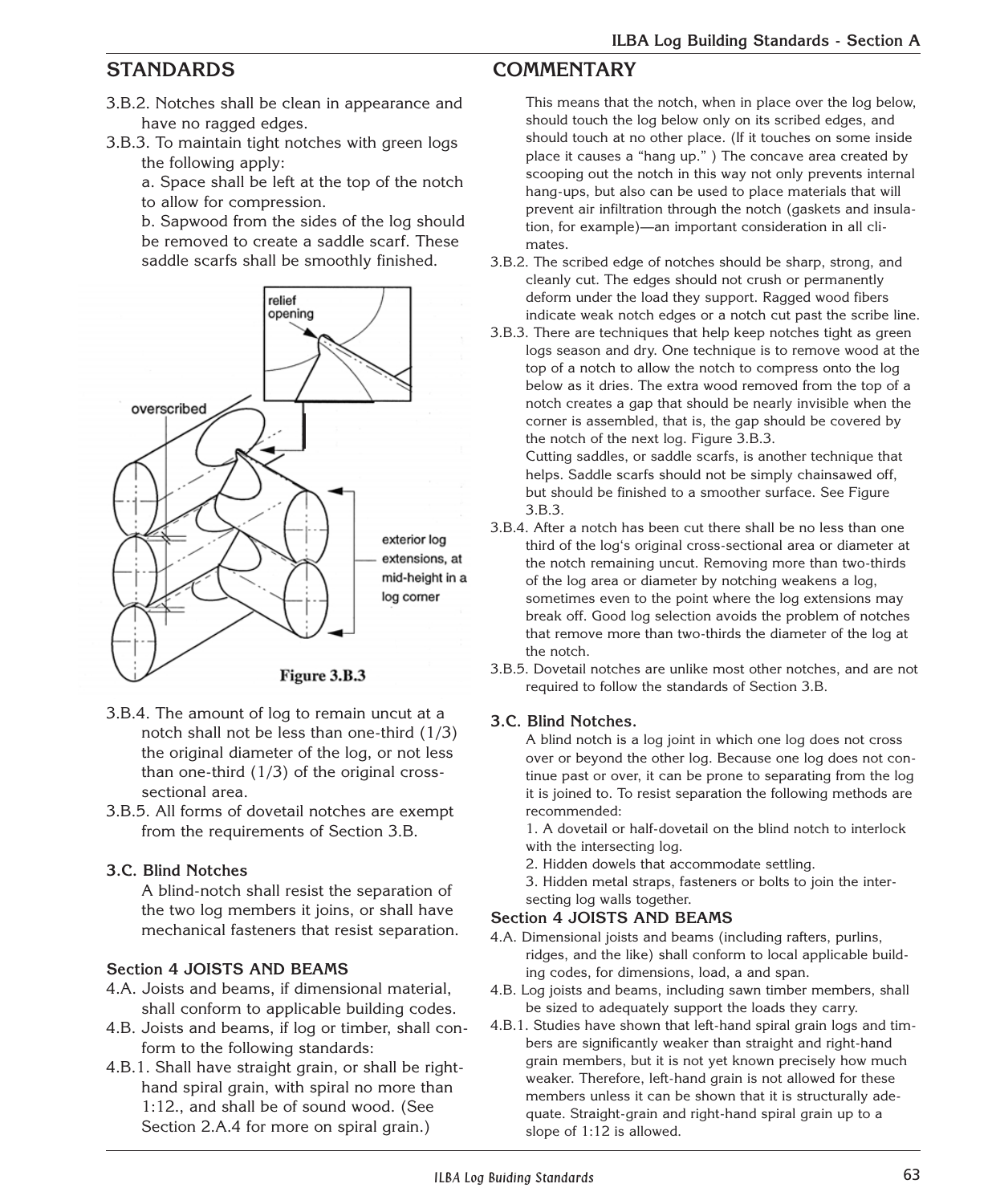## STANDARDS

3.B.2. Notches shall be clean in appearance and have no ragged edges.

3.B.3. To maintain tight notches with green logs the following apply:

a. Space shall be left at the top of the notch to allow for compression.

b. Sapwood from the sides of the log should be removed to create a saddle scarf. These saddle scarfs shall be smoothly finished.

Figure 3.B.3

3.B.4. The amount of log to remain uncut at a notch shall not be less than one-third (1/3) the original diameter of the log, or not less than one-third (1/3) of the original cross-sectional area.

3.B.5. All forms of dovetail notches are exempt from the requirements of Section 3.B.

### 3.C. Blind Notches

A blind-notch shall resist the separation of the two log members it joins, or shall have mechanical fasteners that resist separation.

### Section 4 JOISTS AND BEAMS

4.A. Joists and beams, if dimensional material, shall conform to applicable building codes.

4.B. Joists and beams, if log or timber, shall conform to the following standards:

4.B.1. Shall have straight grain, or shall be right-hand spiral grain, with spiral no more than 1:12., and shall be of sound wood. (See Section 2.A.4 for more on spiral grain.)

## COMMENTARY

This means that the notch, when in place over the log below, should touch the log below only on its scribed edges, and should touch at no other place. (If it touches on some inside place it causes a "hang up." ) The concave area created by scooping out the notch in this way not only prevents internal hang-ups, but also can be used to place materials that will prevent air infiltration through the notch (gaskets and insulation, for example)—an important consideration in all climates.

3.B.2. The scribed edge of notches should be sharp, strong, and cleanly cut. The edges should not crush or permanently deform under the load they support. Ragged wood fibers indicate weak notch edges or a notch cut past the scribe line.

3.B.3. There are techniques that help keep notches tight as green logs season and dry. One technique is to remove wood at the top of a notch to allow the notch to compress onto the log below as it dries. The extra wood removed from the top of a notch creates a gap that should be nearly invisible when the corner is assembled, that is, the gap should be covered by the notch of the next log. Figure 3.B.3.

Cutting saddles, or saddle scarfs, is another technique that helps. Saddle scarfs should not be simply chainsawed off, but should be finished to a smoother surface. See Figure 3.B.3.

3.B.4. After a notch has been cut there shall be no less than one third of the log's original cross-sectional area or diameter at the notch remaining uncut. Removing more than two-thirds of the log area or diameter by notching weakens a log, sometimes even to the point where the log extensions may break off. Good log selection avoids the problem of notches that remove more than two-thirds the diameter of the log at the notch.

3.B.5. Dovetail notches are unlike most other notches, and are not required to follow the standards of Section 3.B.

### 3.C. Blind Notches.

A blind notch is a log joint in which one log does not cross over or beyond the other log. Because one log does not continue past or over, it can be prone to separating from the log it is joined to. To resist separation the following methods are recommended:

1. A dovetail or half-dovetail on the blind notch to interlock with the intersecting log.
2. Hidden dowels that accommodate settling.
3. Hidden metal straps, fasteners or bolts to join the intersecting log walls together.

### Section 4 JOISTS AND BEAMS

4.A. Dimensional joists and beams (including rafters, purlins, ridges, and the like) shall conform to local applicable building codes, for dimensions, load, a and span.

4.B. Log joists and beams, including sawn timber members, shall be sized to adequately support the loads they carry.

4.B.1. Studies have shown that left-hand spiral grain logs and timbers are significantly weaker than straight and right-hand grain members, but it is not yet known precisely how much weaker. Therefore, left-hand grain is not allowed for these members unless it can be shown that it is structurally adequate. Straight-grain and right-hand spiral grain up to a slope of 1:12 is allowed.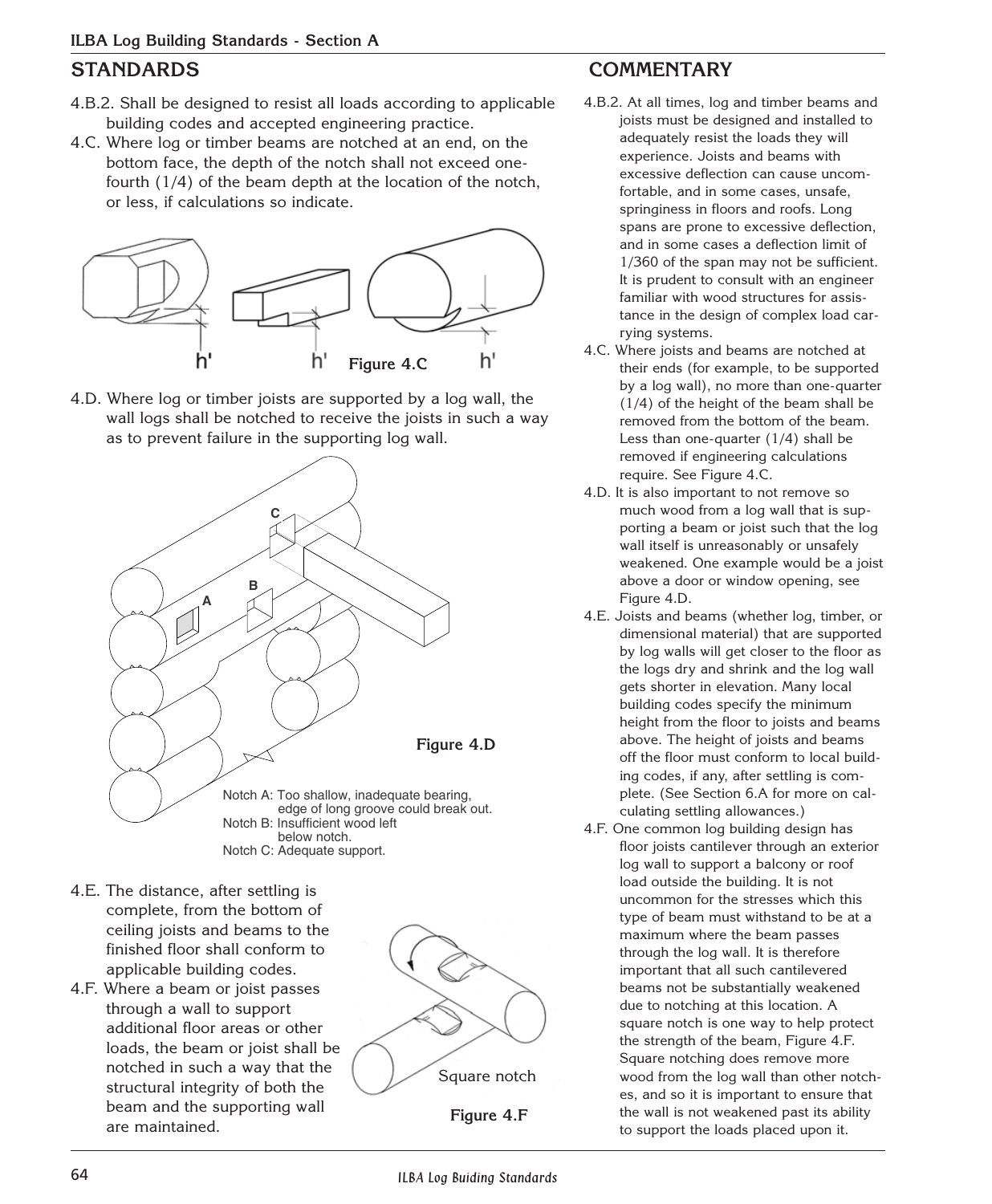## STANDARDS

4.B.2. Shall be designed to resist all loads according to applicable building codes and accepted engineering practice.

4.C. Where log or timber beams are notched at an end, on the bottom face, the depth of the notch shall not exceed one-fourth (1/4) of the beam depth at the location of the notch, or less, if calculations so indicate.

h' h' h'

Figure 4.C

4.D. Where log or timber joists are supported by a log wall, the wall logs shall be notched to receive the joists in such a way as to prevent failure in the supporting log wall.

Notch A: Too shallow, inadequate bearing, edge of long groove could break out.
Notch B: Insufficient wood left below notch.
Notch C: Adequate support.

Figure 4.D

4.E. The distance, after settling is complete, from the bottom of ceiling joists and beams to the finished floor shall conform to applicable building codes.

4.F. Where a beam or joist passes through a wall to support additional floor areas or other loads, the beam or joist shall be notched in such a way that the structural integrity of both the beam and the supporting wall are maintained.

Square notch

Figure 4.F

## COMMENTARY

4.B.2. At all times, log and timber beams and joists must be designed and installed to adequately resist the loads they will experience. Joists and beams with excessive deflection can cause uncomfortable, and in some cases, unsafe, springiness in floors and roofs. Long spans are prone to excessive deflection, and in some cases a deflection limit of 1/360 of the span may not be sufficient. It is prudent to consult with an engineer familiar with wood structures for assistance in the design of complex load carrying systems.

4.C. Where joists and beams are notched at their ends (for example, to be supported by a log wall), no more than one-quarter (1/4) of the height of the beam shall be removed from the bottom of the beam. Less than one-quarter (1/4) shall be removed if engineering calculations require. See Figure 4.C.

4.D. It is also important to not remove so much wood from a log wall that is supporting a beam or joist such that the log wall itself is unreasonably or unsafely weakened. One example would be a joist above a door or window opening, see Figure 4.D.

4.E. Joists and beams (whether log, timber, or dimensional material) that are supported by log walls will get closer to the floor as the logs dry and shrink and the log wall gets shorter in elevation. Many local building codes specify the minimum height from the floor to joists and beams above. The height of joists and beams off the floor must conform to local building codes, if any, after settling is complete. (See Section 6.A for more on calculating settling allowances.)

4.F. One common log building design has floor joists cantilever through an exterior log wall to support a balcony or roof load outside the building. It is not uncommon for the stresses which this type of beam must withstand to be at a maximum where the beam passes through the log wall. It is therefore important that all such cantilevered beams not be substantially weakened due to notching at this location. A square notch is one way to help protect the strength of the beam, Figure 4.F. Square notching does remove more wood from the log wall than other notches, and so it is important to ensure that the wall is not weakened past its ability to support the loads placed upon it.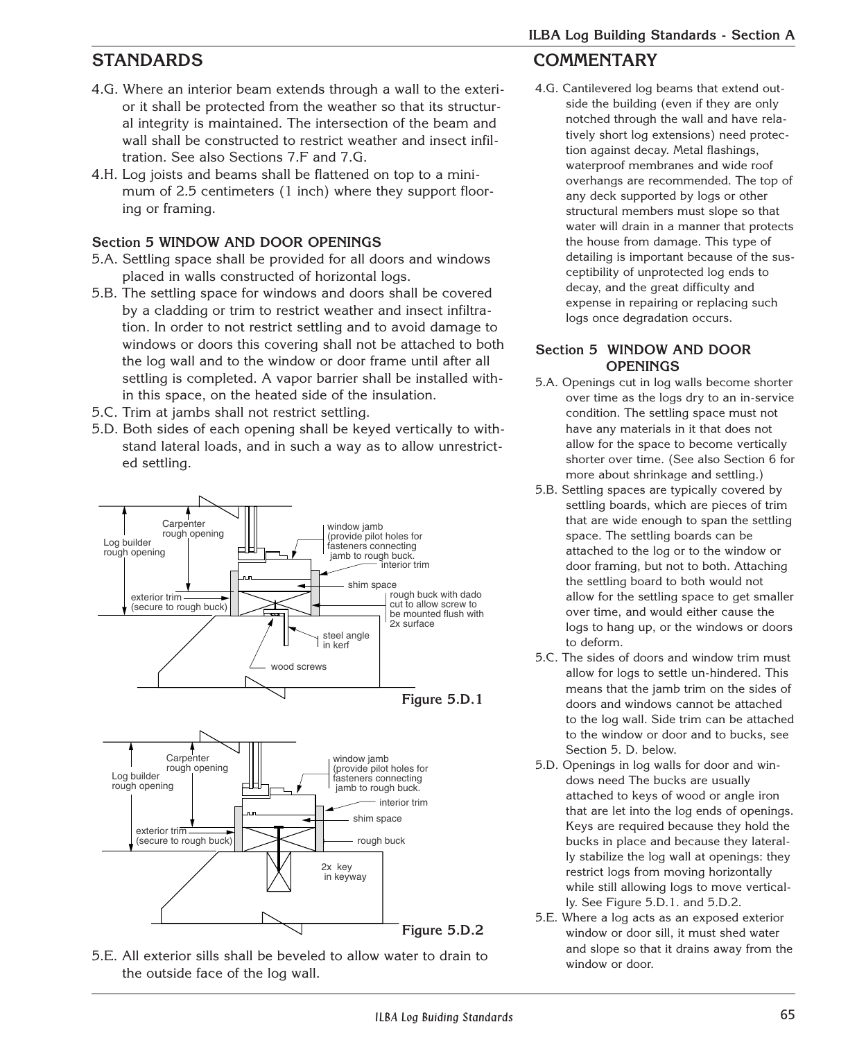## STANDARDS

4.G. Where an interior beam extends through a wall to the exterior it shall be protected from the weather so that its structural integrity is maintained. The intersection of the beam and wall shall be constructed to restrict weather and insect infiltration. See also Sections 7.F and 7.G.

4.H. Log joists and beams shall be flattened on top to a minimum of 2.5 centimeters (1 inch) where they support flooring or framing.

### Section 5 WINDOW AND DOOR OPENINGS

5.A. Settling space shall be provided for all doors and windows placed in walls constructed of horizontal logs.

5.B. The settling space for windows and doors shall be covered by a cladding or trim to restrict weather and insect infiltration. In order to not restrict settling and to avoid damage to windows or doors this covering shall not be attached to both the log wall and to the window or door frame until after all settling is completed. A vapor barrier shall be installed within this space, on the heated side of the insulation.

5.C. Trim at jambs shall not restrict settling.

5.D. Both sides of each opening shall be keyed vertically to withstand lateral loads, and in such a way as to allow unrestricted settling.

Log builder rough opening
Carpenter rough opening
window jamb (provide pilot holes for fasteners connecting jamb to rough buck.
interior trim
shim space
exterior trim (secure to rough buck)
rough buck with dado cut to allow screw to be mounted flush with 2x surface
steel angle in kerf
wood screws

**Figure 5.D.1**

Log builder rough opening
Carpenter rough opening
window jamb (provide pilot holes for fasteners connecting jamb to rough buck.
interior trim
shim space
exterior trim (secure to rough buck)
rough buck
2x key in keyway

**Figure 5.D.2**

5.E. All exterior sills shall be beveled to allow water to drain to the outside face of the log wall.

## COMMENTARY

4.G. Cantilevered log beams that extend outside the building (even if they are only notched through the wall and have relatively short log extensions) need protection against decay. Metal flashings, waterproof membranes and wide roof overhangs are recommended. The top of any deck supported by logs or other structural members must slope so that water will drain in a manner that protects the house from damage. This type of detailing is important because of the susceptibility of unprotected log ends to decay, and the great difficulty and expense in repairing or replacing such logs once degradation occurs.

### Section 5 WINDOW AND DOOR OPENINGS

5.A. Openings cut in log walls become shorter over time as the logs dry to an in-service condition. The settling space must not have any materials in it that does not allow for the space to become vertically shorter over time. (See also Section 6 for more about shrinkage and settling.)

5.B. Settling spaces are typically covered by settling boards, which are pieces of trim that are wide enough to span the settling space. The settling boards can be attached to the log or to the window or door framing, but not to both. Attaching the settling board to both would not allow for the settling space to get smaller over time, and would either cause the logs to hang up, or the windows or doors to deform.

5.C. The sides of doors and window trim must allow for logs to settle un-hindered. This means that the jamb trim on the sides of doors and windows cannot be attached to the log wall. Side trim can be attached to the window or door and to bucks, see Section 5. D. below.

5.D. Openings in log walls for door and windows need The bucks are usually attached to keys of wood or angle iron that are let into the log ends of openings. Keys are required because they hold the bucks in place and because they laterally stabilize the log wall at openings: they restrict logs from moving horizontally while still allowing logs to move vertically. See Figure 5.D.1. and 5.D.2.

5.E. Where a log acts as an exposed exterior window or door sill, it must shed water and slope so that it drains away from the window or door.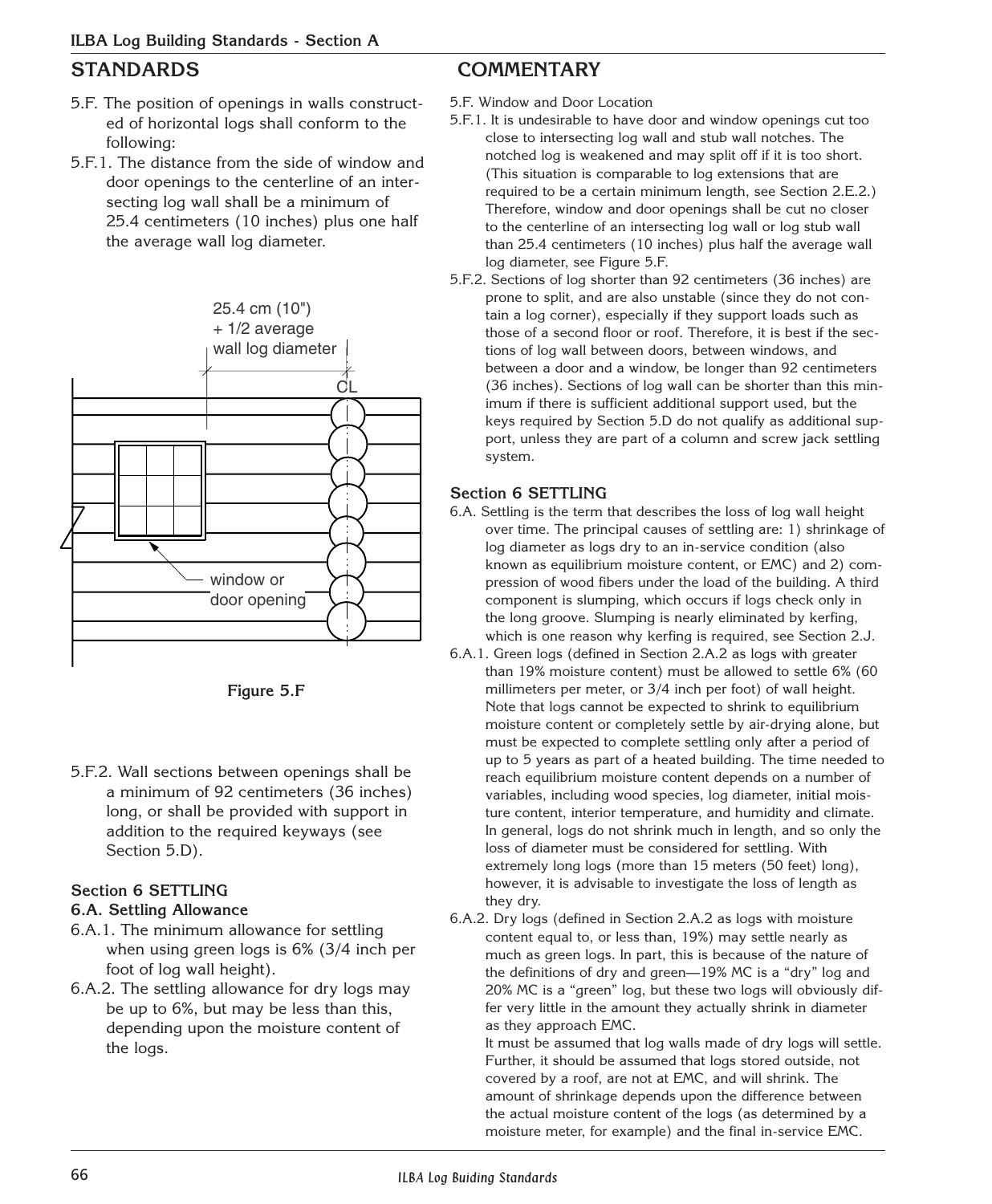## STANDARDS

5.F. The position of openings in walls constructed of horizontal logs shall conform to the following:

5.F.1. The distance from the side of window and door openings to the centerline of an intersecting log wall shall be a minimum of 25.4 centimeters (10 inches) plus one half the average wall log diameter.

25.4 cm (10")
+ 1/2 average
wall log diameter

CL

window or
door opening

**Figure 5.F**

5.F.2. Wall sections between openings shall be a minimum of 92 centimeters (36 inches) long, or shall be provided with support in addition to the required keyways (see Section 5.D).

### Section 6 SETTLING

#### 6.A. Settling Allowance

6.A.1. The minimum allowance for settling when using green logs is 6% (3/4 inch per foot of log wall height).

6.A.2. The settling allowance for dry logs may be up to 6%, but may be less than this, depending upon the moisture content of the logs.

## COMMENTARY

5.F. Window and Door Location

5.F.1. It is undesirable to have door and window openings cut too close to intersecting log wall and stub wall notches. The notched log is weakened and may split off if it is too short. (This situation is comparable to log extensions that are required to be a certain minimum length, see Section 2.E.2.) Therefore, window and door openings shall be cut no closer to the centerline of an intersecting log wall or log stub wall than 25.4 centimeters (10 inches) plus half the average wall log diameter, see Figure 5.F.

5.F.2. Sections of log shorter than 92 centimeters (36 inches) are prone to split, and are also unstable (since they do not contain a log corner), especially if they support loads such as those of a second floor or roof. Therefore, it is best if the sections of log wall between doors, between windows, and between a door and a window, be longer than 92 centimeters (36 inches). Sections of log wall can be shorter than this minimum if there is sufficient additional support used, but the keys required by Section 5.D do not qualify as additional support, unless they are part of a column and screw jack settling system.

### Section 6 SETTLING

6.A. Settling is the term that describes the loss of log wall height over time. The principal causes of settling are: 1) shrinkage of log diameter as logs dry to an in-service condition (also known as equilibrium moisture content, or EMC) and 2) compression of wood fibers under the load of the building. A third component is slumping, which occurs if logs check only in the long groove. Slumping is nearly eliminated by kerfing, which is one reason why kerfing is required, see Section 2.J.

6.A.1. Green logs (defined in Section 2.A.2 as logs with greater than 19% moisture content) must be allowed to settle 6% (60 millimeters per meter, or 3/4 inch per foot) of wall height. Note that logs cannot be expected to shrink to equilibrium moisture content or completely settle by air-drying alone, but must be expected to complete settling only after a period of up to 5 years as part of a heated building. The time needed to reach equilibrium moisture content depends on a number of variables, including wood species, log diameter, initial moisture content, interior temperature, and humidity and climate. In general, logs do not shrink much in length, and so only the loss of diameter must be considered for settling. With extremely long logs (more than 15 meters (50 feet) long), however, it is advisable to investigate the loss of length as they dry.

6.A.2. Dry logs (defined in Section 2.A.2 as logs with moisture content equal to, or less than, 19%) may settle nearly as much as green logs. In part, this is because of the nature of the definitions of dry and green—19% MC is a "dry" log and 20% MC is a "green" log, but these two logs will obviously differ very little in the amount they actually shrink in diameter as they approach EMC.

It must be assumed that log walls made of dry logs will settle. Further, it should be assumed that logs stored outside, not covered by a roof, are not at EMC, and will shrink. The amount of shrinkage depends upon the difference between the actual moisture content of the logs (as determined by a moisture meter, for example) and the final in-service EMC.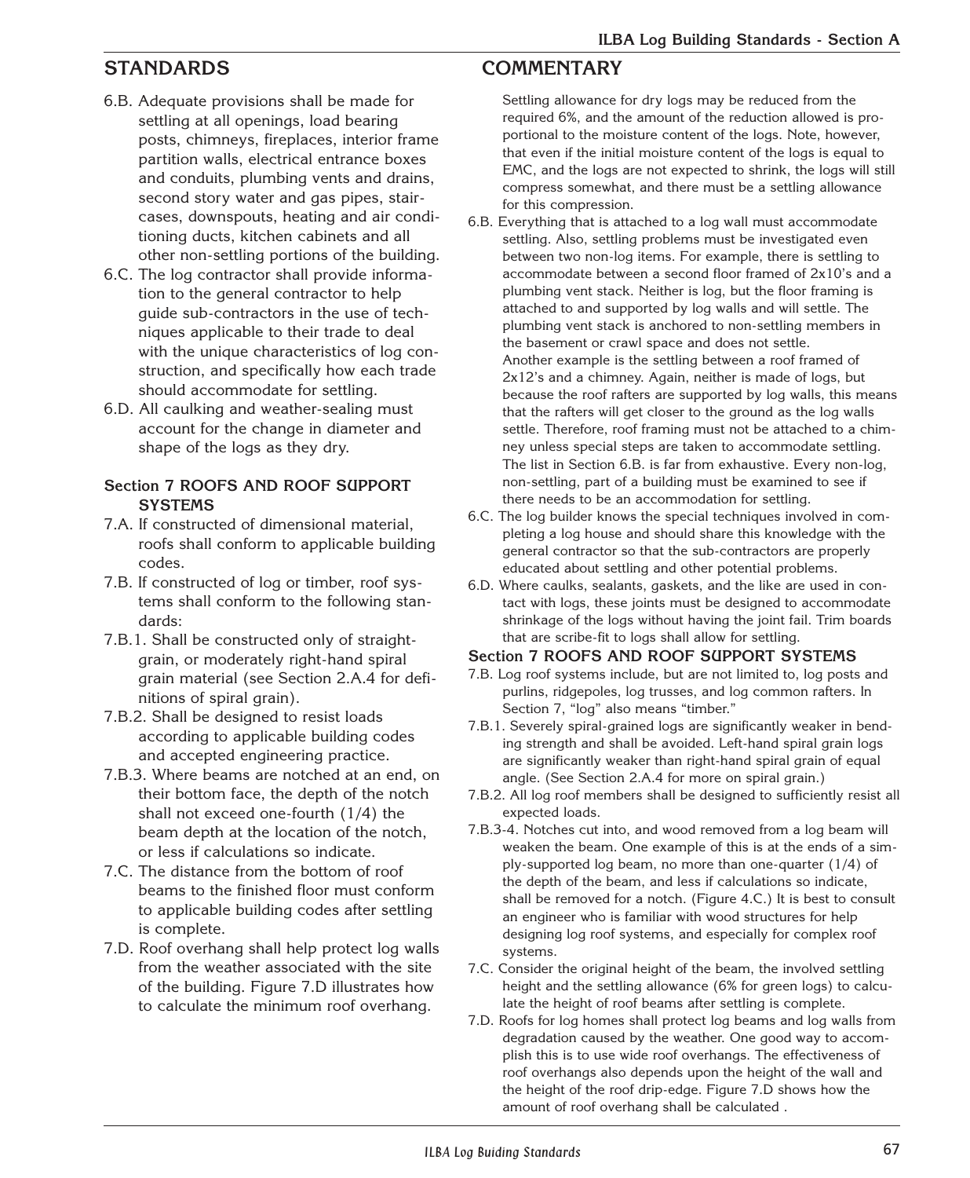## STANDARDS

6.B. Adequate provisions shall be made for settling at all openings, load bearing posts, chimneys, fireplaces, interior frame partition walls, electrical entrance boxes and conduits, plumbing vents and drains, second story water and gas pipes, staircases, downspouts, heating and air conditioning ducts, kitchen cabinets and all other non-settling portions of the building.

6.C. The log contractor shall provide information to the general contractor to help guide sub-contractors in the use of techniques applicable to their trade to deal with the unique characteristics of log construction, and specifically how each trade should accommodate for settling.

6.D. All caulking and weather-sealing must account for the change in diameter and shape of the logs as they dry.

### Section 7 ROOFS AND ROOF SUPPORT SYSTEMS

7.A. If constructed of dimensional material, roofs shall conform to applicable building codes.

7.B. If constructed of log or timber, roof systems shall conform to the following standards:

7.B.1. Shall be constructed only of straight-grain, or moderately right-hand spiral grain material (see Section 2.A.4 for definitions of spiral grain).

7.B.2. Shall be designed to resist loads according to applicable building codes and accepted engineering practice.

7.B.3. Where beams are notched at an end, on their bottom face, the depth of the notch shall not exceed one-fourth (1/4) the beam depth at the location of the notch, or less if calculations so indicate.

7.C. The distance from the bottom of roof beams to the finished floor must conform to applicable building codes after settling is complete.

7.D. Roof overhang shall help protect log walls from the weather associated with the site of the building. Figure 7.D illustrates how to calculate the minimum roof overhang.

## COMMENTARY

Settling allowance for dry logs may be reduced from the required 6%, and the amount of the reduction allowed is proportional to the moisture content of the logs. Note, however, that even if the initial moisture content of the logs is equal to EMC, and the logs are not expected to shrink, the logs will still compress somewhat, and there must be a settling allowance for this compression.

6.B. Everything that is attached to a log wall must accommodate settling. Also, settling problems must be investigated even between two non-log items. For example, there is settling to accommodate between a second floor framed of 2x10's and a plumbing vent stack. Neither is log, but the floor framing is attached to and supported by log walls and will settle. The plumbing vent stack is anchored to non-settling members in the basement or crawl space and does not settle.
Another example is the settling between a roof framed of 2x12's and a chimney. Again, neither is made of logs, but because the roof rafters are supported by log walls, this means that the rafters will get closer to the ground as the log walls settle. Therefore, roof framing must not be attached to a chimney unless special steps are taken to accommodate settling.
The list in Section 6.B. is far from exhaustive. Every non-log, non-settling, part of a building must be examined to see if there needs to be an accommodation for settling.

6.C. The log builder knows the special techniques involved in completing a log house and should share this knowledge with the general contractor so that the sub-contractors are properly educated about settling and other potential problems.

6.D. Where caulks, sealants, gaskets, and the like are used in contact with logs, these joints must be designed to accommodate shrinkage of the logs without having the joint fail. Trim boards that are scribe-fit to logs shall allow for settling.

### Section 7 ROOFS AND ROOF SUPPORT SYSTEMS

7.B. Log roof systems include, but are not limited to, log posts and purlins, ridgepoles, log trusses, and log common rafters. In Section 7, "log" also means "timber."

7.B.1. Severely spiral-grained logs are significantly weaker in bending strength and shall be avoided. Left-hand spiral grain logs are significantly weaker than right-hand spiral grain of equal angle. (See Section 2.A.4 for more on spiral grain.)

7.B.2. All log roof members shall be designed to sufficiently resist all expected loads.

7.B.3-4. Notches cut into, and wood removed from a log beam will weaken the beam. One example of this is at the ends of a simply-supported log beam, no more than one-quarter (1/4) of the depth of the beam, and less if calculations so indicate, shall be removed for a notch. (Figure 4.C.) It is best to consult an engineer who is familiar with wood structures for help designing log roof systems, and especially for complex roof systems.

7.C. Consider the original height of the beam, the involved settling height and the settling allowance (6% for green logs) to calculate the height of roof beams after settling is complete.

7.D. Roofs for log homes shall protect log beams and log walls from degradation caused by the weather. One good way to accomplish this is to use wide roof overhangs. The effectiveness of roof overhangs also depends upon the height of the wall and the height of the roof drip-edge. Figure 7.D shows how the amount of roof overhang shall be calculated .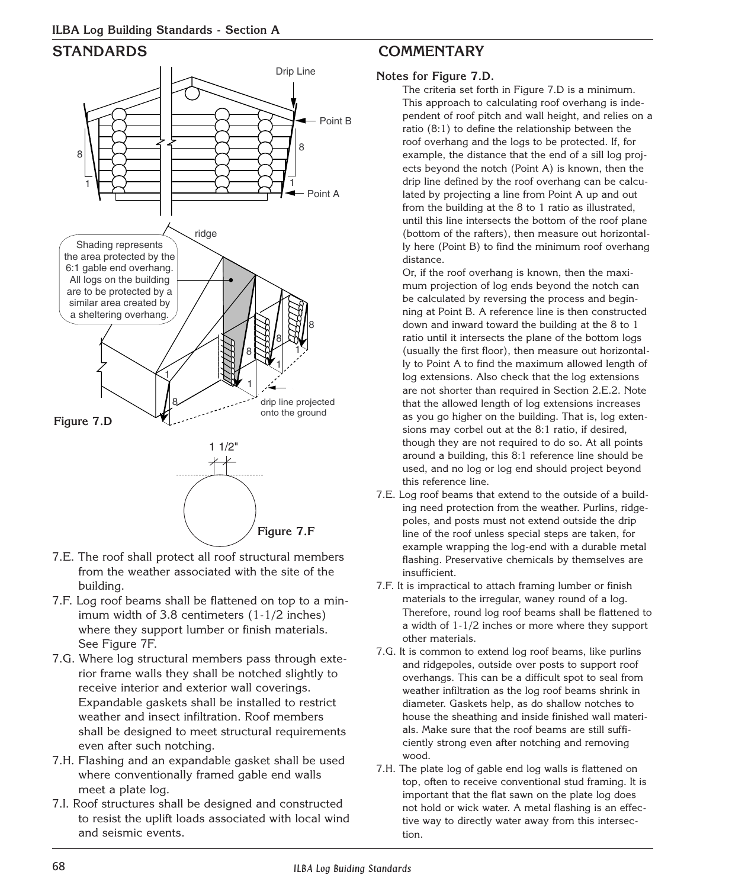## STANDARDS

Figure 7.D

Figure 7.F

7.E. The roof shall protect all roof structural members from the weather associated with the site of the building.

7.F. Log roof beams shall be flattened on top to a minimum width of 3.8 centimeters (1-1/2 inches) where they support lumber or finish materials. See Figure 7F.

7.G. Where log structural members pass through exterior frame walls they shall be notched slightly to receive interior and exterior wall coverings. Expandable gaskets shall be installed to restrict weather and insect infiltration. Roof members shall be designed to meet structural requirements even after such notching.

7.H. Flashing and an expandable gasket shall be used where conventionally framed gable end walls meet a plate log.

7.I. Roof structures shall be designed and constructed to resist the uplift loads associated with local wind and seismic events.

## COMMENTARY

**Notes for Figure 7.D.**

The criteria set forth in Figure 7.D is a minimum. This approach to calculating roof overhang is independent of roof pitch and wall height, and relies on a ratio (8:1) to define the relationship between the roof overhang and the logs to be protected. If, for example, the distance that the end of a sill log projects beyond the notch (Point A) is known, then the drip line defined by the roof overhang can be calculated by projecting a line from Point A up and out from the building at the 8 to 1 ratio as illustrated, until this line intersects the bottom of the roof plane (bottom of the rafters), then measure out horizontally here (Point B) to find the minimum roof overhang distance.

Or, if the roof overhang is known, then the maximum projection of log ends beyond the notch can be calculated by reversing the process and beginning at Point B. A reference line is then constructed down and inward toward the building at the 8 to 1 ratio until it intersects the plane of the bottom logs (usually the first floor), then measure out horizontally to Point A to find the maximum allowed length of log extensions. Also check that the log extensions are not shorter than required in Section 2.E.2. Note that the allowed length of log extensions increases as you go higher on the building. That is, log extensions may corbel out at the 8:1 ratio, if desired, though they are not required to do so. At all points around a building, this 8:1 reference line should be used, and no log or log end should project beyond this reference line.

7.E. Log roof beams that extend to the outside of a building need protection from the weather. Purlins, ridgepoles, and posts must not extend outside the drip line of the roof unless special steps are taken, for example wrapping the log-end with a durable metal flashing. Preservative chemicals by themselves are insufficient.

7.F. It is impractical to attach framing lumber or finish materials to the irregular, waney round of a log. Therefore, round log roof beams shall be flattened to a width of 1-1/2 inches or more where they support other materials.

7.G. It is common to extend log roof beams, like purlins and ridgepoles, outside over posts to support roof overhangs. This can be a difficult spot to seal from weather infiltration as the log roof beams shrink in diameter. Gaskets help, as do shallow notches to house the sheathing and inside finished wall materials. Make sure that the roof beams are still sufficiently strong even after notching and removing wood.

7.H. The plate log of gable end log walls is flattened on top, often to receive conventional stud framing. It is important that the flat sawn on the plate log does not hold or wick water. A metal flashing is an effective way to directly water away from this intersection.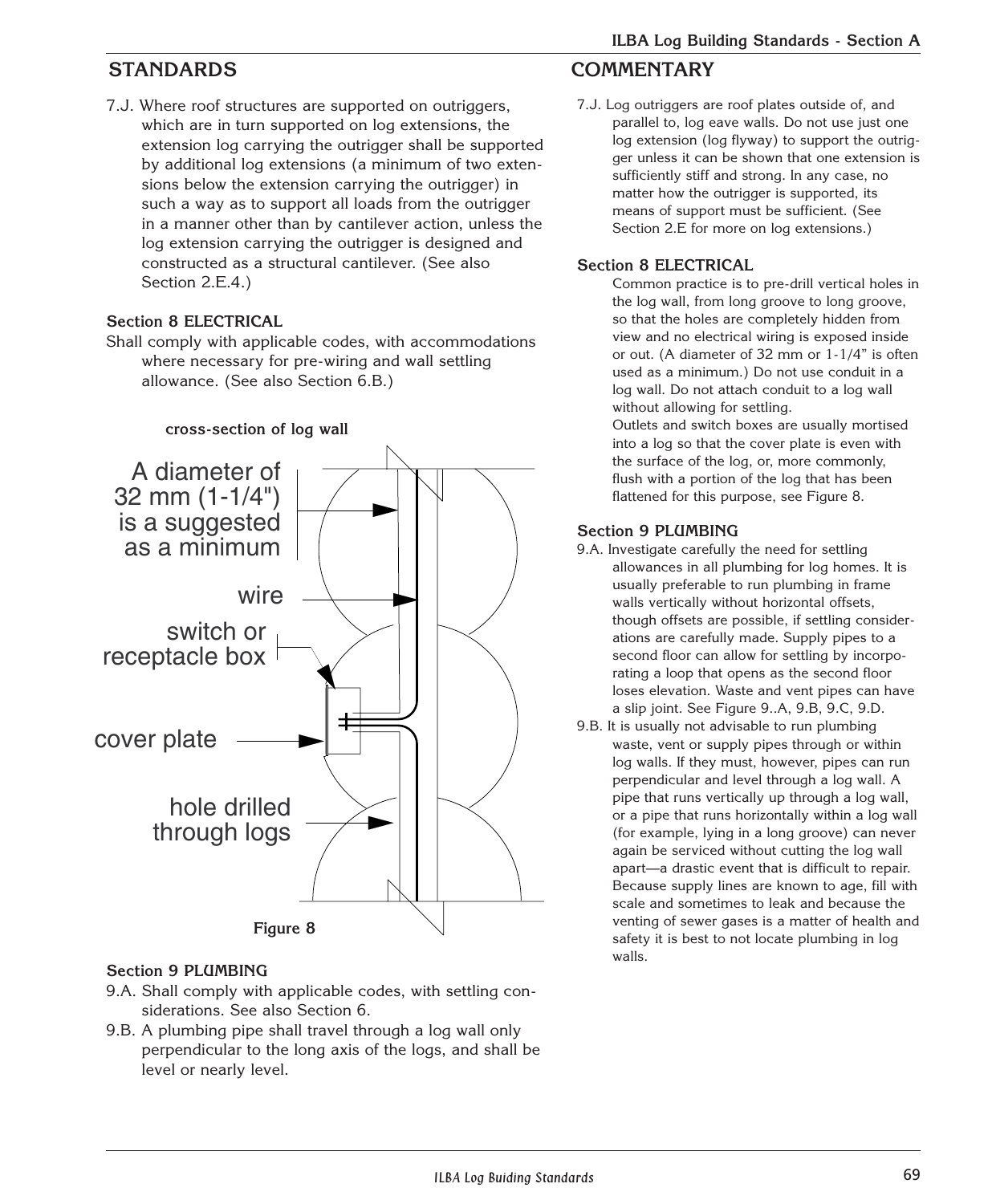## STANDARDS

7.J. Where roof structures are supported on outriggers, which are in turn supported on log extensions, the extension log carrying the outrigger shall be supported by additional log extensions (a minimum of two extensions below the extension carrying the outrigger) in such a way as to support all loads from the outrigger in a manner other than by cantilever action, unless the log extension carrying the outrigger is designed and constructed as a structural cantilever. (See also Section 2.E.4.)

### Section 8 ELECTRICAL

Shall comply with applicable codes, with accommodations where necessary for pre-wiring and wall settling allowance. (See also Section 6.B.)

**cross-section of log wall**

A diameter of 32 mm (1-1/4") is a suggested as a minimum

wire

switch or receptacle box

cover plate

hole drilled through logs

**Figure 8**

### Section 9 PLUMBING

9.A. Shall comply with applicable codes, with settling considerations. See also Section 6.

9.B. A plumbing pipe shall travel through a log wall only perpendicular to the long axis of the logs, and shall be level or nearly level.

## COMMENTARY

7.J. Log outriggers are roof plates outside of, and parallel to, log eave walls. Do not use just one log extension (log flyway) to support the outrigger unless it can be shown that one extension is sufficiently stiff and strong. In any case, no matter how the outrigger is supported, its means of support must be sufficient. (See Section 2.E for more on log extensions.)

### Section 8 ELECTRICAL

Common practice is to pre-drill vertical holes in the log wall, from long groove to long groove, so that the holes are completely hidden from view and no electrical wiring is exposed inside or out. (A diameter of 32 mm or 1-1/4" is often used as a minimum.) Do not use conduit in a log wall. Do not attach conduit to a log wall without allowing for settling.

Outlets and switch boxes are usually mortised into a log so that the cover plate is even with the surface of the log, or, more commonly, flush with a portion of the log that has been flattened for this purpose, see Figure 8.

### Section 9 PLUMBING

9.A. Investigate carefully the need for settling allowances in all plumbing for log homes. It is usually preferable to run plumbing in frame walls vertically without horizontal offsets, though offsets are possible, if settling considerations are carefully made. Supply pipes to a second floor can allow for settling by incorporating a loop that opens as the second floor loses elevation. Waste and vent pipes can have a slip joint. See Figure 9..A, 9.B, 9.C, 9.D.

9.B. It is usually not advisable to run plumbing waste, vent or supply pipes through or within log walls. If they must, however, pipes can run perpendicular and level through a log wall. A pipe that runs vertically up through a log wall, or a pipe that runs horizontally within a log wall (for example, lying in a long groove) can never again be serviced without cutting the log wall apart—a drastic event that is difficult to repair. Because supply lines are known to age, fill with scale and sometimes to leak and because the venting of sewer gases is a matter of health and safety it is best to not locate plumbing in log walls.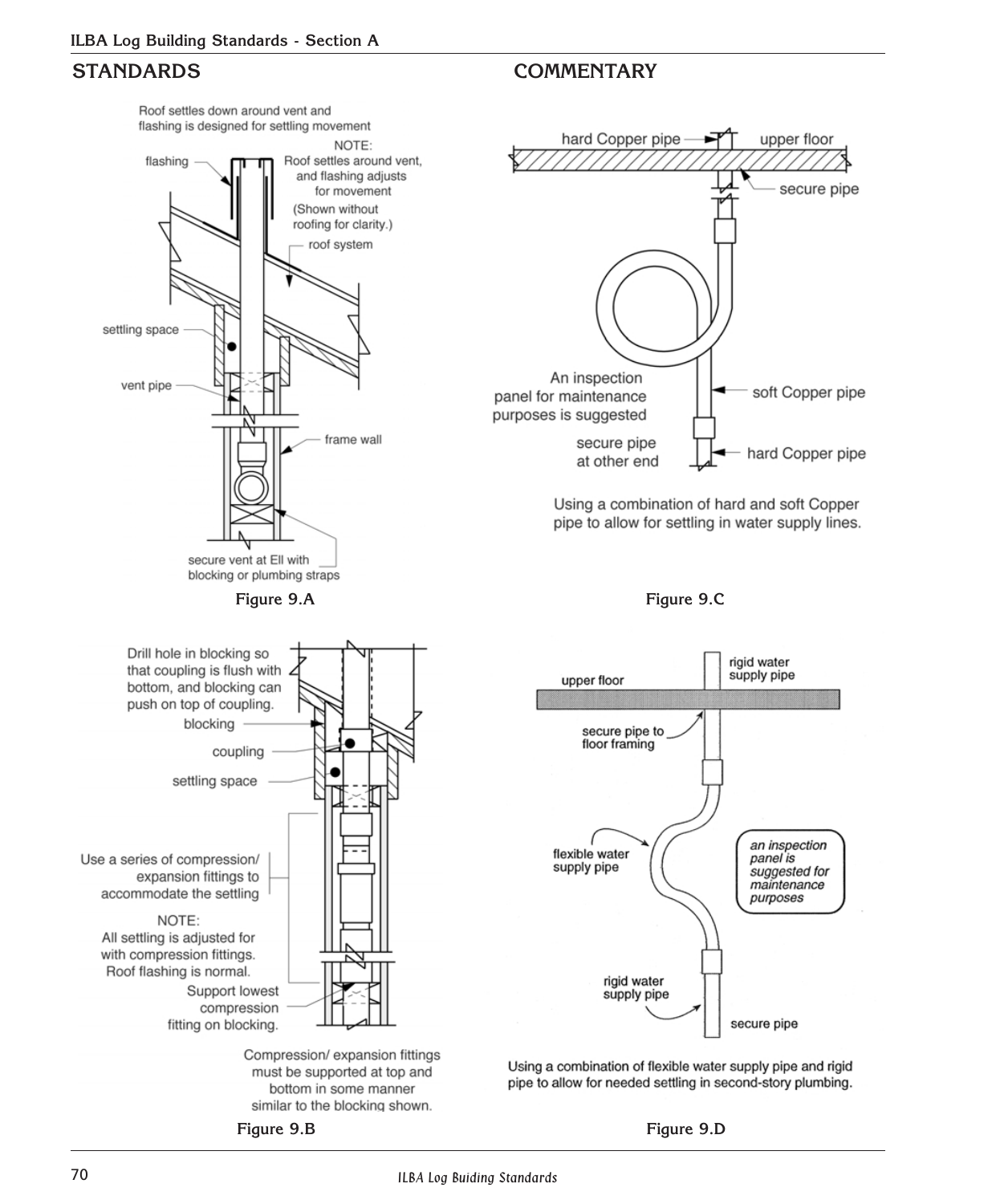## STANDARDS

Roof settles down around vent and flashing is designed for settling movement

flashing

NOTE: Roof settles around vent, and flashing adjusts for movement (Shown without roofing for clarity.)

roof system

settling space

vent pipe

frame wall

secure vent at Ell with blocking or plumbing straps

Figure 9.A

Drill hole in blocking so that coupling is flush with bottom, and blocking can push on top of coupling.

blocking

coupling

settling space

Use a series of compression/ expansion fittings to accommodate the settling

NOTE: All settling is adjusted for with compression fittings. Roof flashing is normal.

Support lowest compression fitting on blocking.

Compression/ expansion fittings must be supported at top and bottom in some manner similar to the blocking shown.

Figure 9.B

## COMMENTARY

hard Copper pipe

upper floor

secure pipe

An inspection panel for maintenance purposes is suggested

soft Copper pipe

secure pipe at other end

hard Copper pipe

Using a combination of hard and soft Copper pipe to allow for settling in water supply lines.

Figure 9.C

upper floor

rigid water supply pipe

secure pipe to floor framing

flexible water supply pipe

an inspection panel is suggested for maintenance purposes

rigid water supply pipe

secure pipe

Using a combination of flexible water supply pipe and rigid pipe to allow for needed settling in second-story plumbing.

Figure 9.D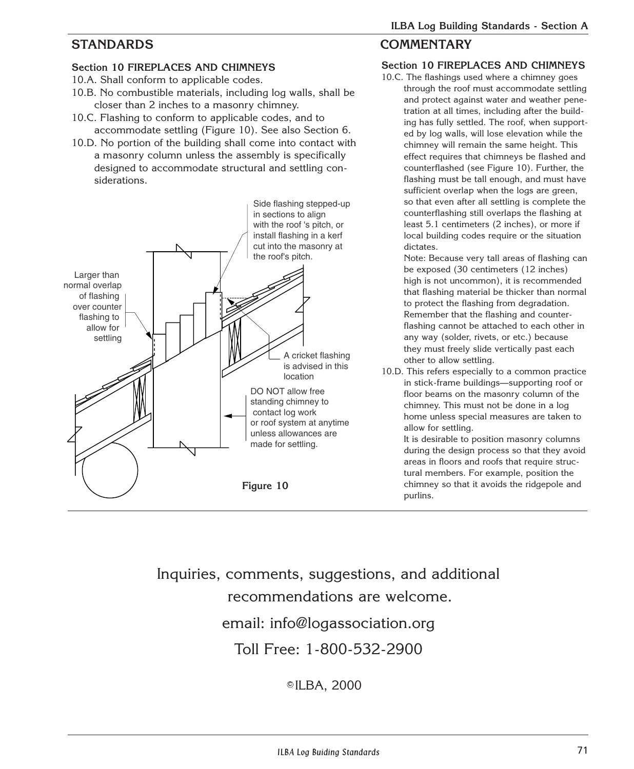## STANDARDS

### Section 10 FIREPLACES AND CHIMNEYS

10.A. Shall conform to applicable codes.

10.B. No combustible materials, including log walls, shall be closer than 2 inches to a masonry chimney.

10.C. Flashing to conform to applicable codes, and to accommodate settling (Figure 10). See also Section 6.

10.D. No portion of the building shall come into contact with a masonry column unless the assembly is specifically designed to accommodate structural and settling considerations.

Side flashing stepped-up in sections to align with the roof 's pitch, or install flashing in a kerf cut into the masonry at the roof's pitch.

Larger than normal overlap of flashing over counter flashing to allow for settling

A cricket flashing is advised in this location

DO NOT allow free standing chimney to contact log work or roof system at anytime unless allowances are made for settling.

**Figure 10**

## COMMENTARY

### Section 10 FIREPLACES AND CHIMNEYS

10.C. The flashings used where a chimney goes through the roof must accommodate settling and protect against water and weather penetration at all times, including after the building has fully settled. The roof, when supported by log walls, will lose elevation while the chimney will remain the same height. This effect requires that chimneys be flashed and counterflashed (see Figure 10). Further, the flashing must be tall enough, and must have sufficient overlap when the logs are green, so that even after all settling is complete the counterflashing still overlaps the flashing at least 5.1 centimeters (2 inches), or more if local building codes require or the situation dictates.

Note: Because very tall areas of flashing can be exposed (30 centimeters (12 inches) high is not uncommon), it is recommended that flashing material be thicker than normal to protect the flashing from degradation. Remember that the flashing and counterflashing cannot be attached to each other in any way (solder, rivets, or etc.) because they must freely slide vertically past each other to allow settling.

10.D. This refers especially to a common practice in stick-frame buildings—supporting roof or floor beams on the masonry column of the chimney. This must not be done in a log home unless special measures are taken to allow for settling.

It is desirable to position masonry columns during the design process so that they avoid areas in floors and roofs that require structural members. For example, position the chimney so that it avoids the ridgepole and purlins.

Inquiries, comments, suggestions, and additional recommendations are welcome.

email: info@logassociation.org

Toll Free: 1-800-532-2900

©ILBA, 2000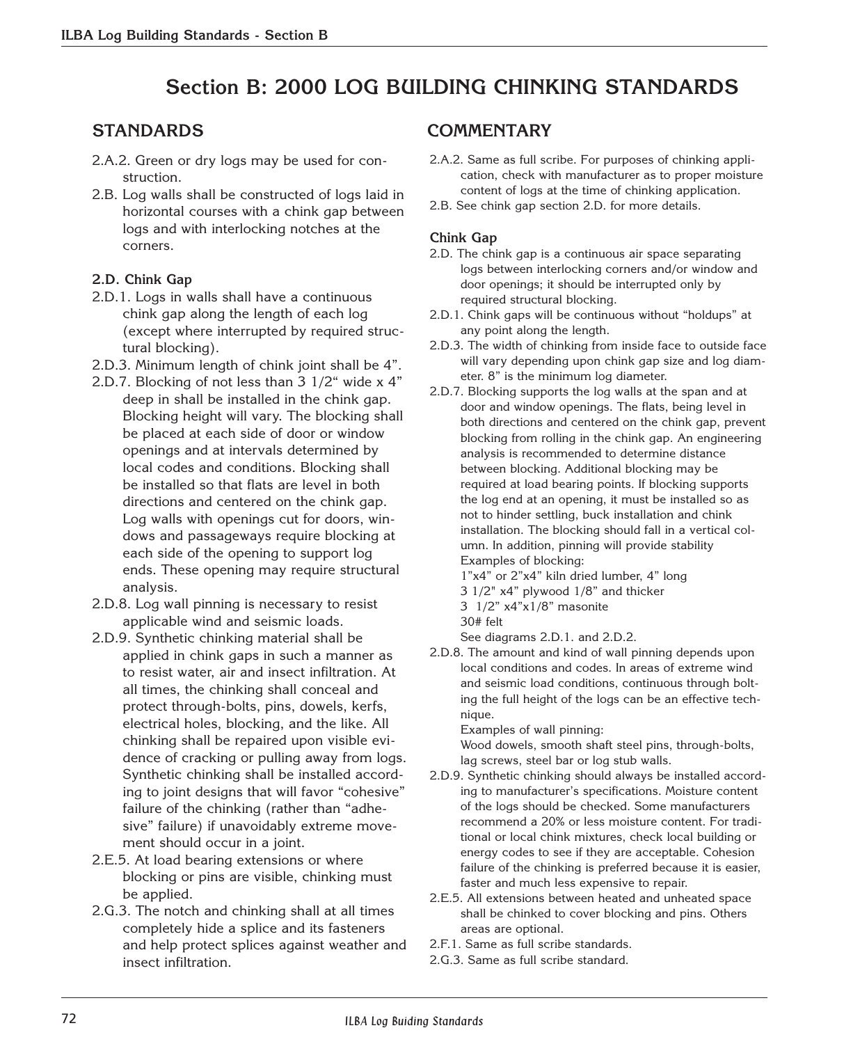# Section B: 2000 LOG BUILDING CHINKING STANDARDS

## STANDARDS

2.A.2. Green or dry logs may be used for construction.

2.B. Log walls shall be constructed of logs laid in horizontal courses with a chink gap between logs and with interlocking notches at the corners.

### 2.D. Chink Gap

2.D.1. Logs in walls shall have a continuous chink gap along the length of each log (except where interrupted by required structural blocking).

2.D.3. Minimum length of chink joint shall be 4".

2.D.7. Blocking of not less than 3 1/2" wide x 4" deep in shall be installed in the chink gap. Blocking height will vary. The blocking shall be placed at each side of door or window openings and at intervals determined by local codes and conditions. Blocking shall be installed so that flats are level in both directions and centered on the chink gap. Log walls with openings cut for doors, windows and passageways require blocking at each side of the opening to support log ends. These opening may require structural analysis.

2.D.8. Log wall pinning is necessary to resist applicable wind and seismic loads.

2.D.9. Synthetic chinking material shall be applied in chink gaps in such a manner as to resist water, air and insect infiltration. At all times, the chinking shall conceal and protect through-bolts, pins, dowels, kerfs, electrical holes, blocking, and the like. All chinking shall be repaired upon visible evidence of cracking or pulling away from logs. Synthetic chinking shall be installed according to joint designs that will favor "cohesive" failure of the chinking (rather than "adhesive" failure) if unavoidably extreme movement should occur in a joint.

2.E.5. At load bearing extensions or where blocking or pins are visible, chinking must be applied.

2.G.3. The notch and chinking shall at all times completely hide a splice and its fasteners and help protect splices against weather and insect infiltration.

## COMMENTARY

2.A.2. Same as full scribe. For purposes of chinking application, check with manufacturer as to proper moisture content of logs at the time of chinking application.

2.B. See chink gap section 2.D. for more details.

### Chink Gap

2.D. The chink gap is a continuous air space separating logs between interlocking corners and/or window and door openings; it should be interrupted only by required structural blocking.

2.D.1. Chink gaps will be continuous without "holdups" at any point along the length.

2.D.3. The width of chinking from inside face to outside face will vary depending upon chink gap size and log diameter. 8" is the minimum log diameter.

2.D.7. Blocking supports the log walls at the span and at door and window openings. The flats, being level in both directions and centered on the chink gap, prevent blocking from rolling in the chink gap. An engineering analysis is recommended to determine distance between blocking. Additional blocking may be required at load bearing points. If blocking supports the log end at an opening, it must be installed so as not to hinder settling, buck installation and chink installation. The blocking should fall in a vertical column. In addition, pinning will provide stability

Examples of blocking:

1"x4" or 2"x4" kiln dried lumber, 4" long

3 1/2" x4" plywood 1/8" and thicker

3 1/2" x4"x1/8" masonite

30# felt

See diagrams 2.D.1. and 2.D.2.

2.D.8. The amount and kind of wall pinning depends upon local conditions and codes. In areas of extreme wind and seismic load conditions, continuous through bolting the full height of the logs can be an effective technique.

Examples of wall pinning:

Wood dowels, smooth shaft steel pins, through-bolts, lag screws, steel bar or log stub walls.

2.D.9. Synthetic chinking should always be installed according to manufacturer's specifications. Moisture content of the logs should be checked. Some manufacturers recommend a 20% or less moisture content. For traditional or local chink mixtures, check local building or energy codes to see if they are acceptable. Cohesion failure of the chinking is preferred because it is easier, faster and much less expensive to repair.

2.E.5. All extensions between heated and unheated space shall be chinked to cover blocking and pins. Others areas are optional.

2.F.1. Same as full scribe standards.

2.G.3. Same as full scribe standard.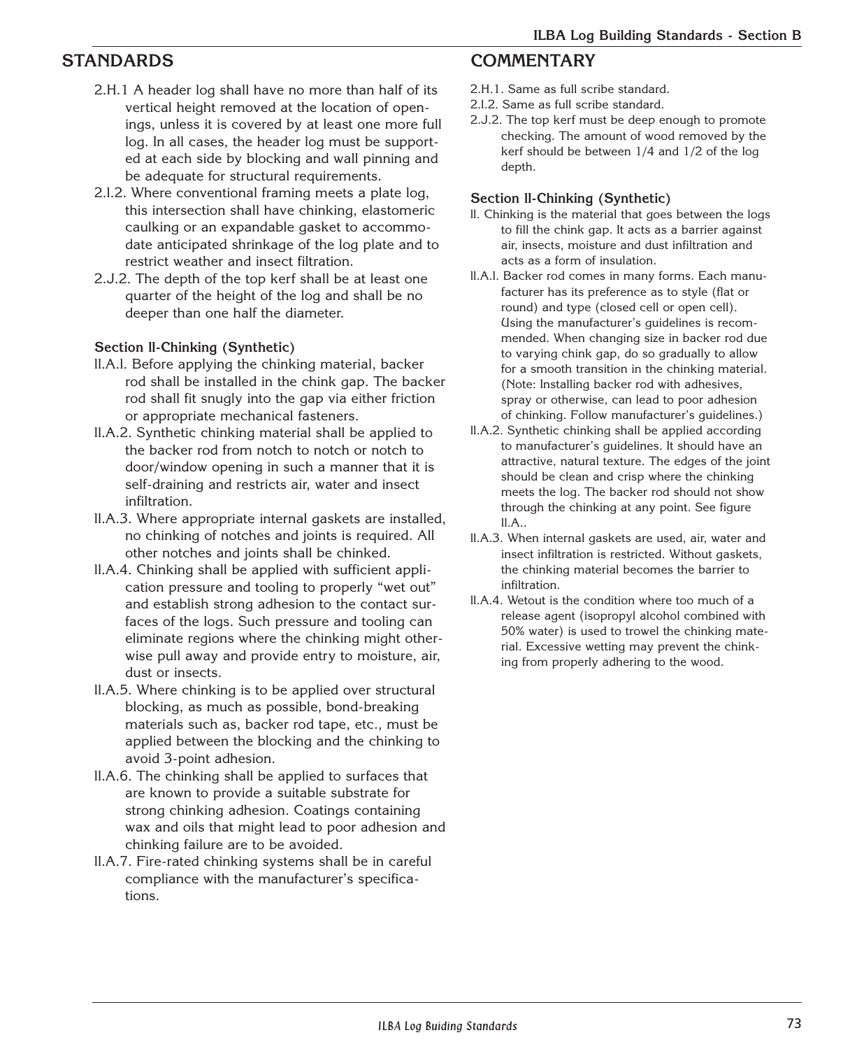## STANDARDS

2.H.1 A header log shall have no more than half of its vertical height removed at the location of openings, unless it is covered by at least one more full log. In all cases, the header log must be supported at each side by blocking and wall pinning and be adequate for structural requirements.

2.I.2. Where conventional framing meets a plate log, this intersection shall have chinking, elastomeric caulking or an expandable gasket to accommodate anticipated shrinkage of the log plate and to restrict weather and insect filtration.

2.J.2. The depth of the top kerf shall be at least one quarter of the height of the log and shall be no deeper than one half the diameter.

### Section II-Chinking (Synthetic)

II.A.1. Before applying the chinking material, backer rod shall be installed in the chink gap. The backer rod shall fit snugly into the gap via either friction or appropriate mechanical fasteners.

II.A.2. Synthetic chinking material shall be applied to the backer rod from notch to notch or notch to door/window opening in such a manner that it is self-draining and restricts air, water and insect infiltration.

II.A.3. Where appropriate internal gaskets are installed, no chinking of notches and joints is required. All other notches and joints shall be chinked.

II.A.4. Chinking shall be applied with sufficient application pressure and tooling to properly "wet out" and establish strong adhesion to the contact surfaces of the logs. Such pressure and tooling can eliminate regions where the chinking might otherwise pull away and provide entry to moisture, air, dust or insects.

II.A.5. Where chinking is to be applied over structural blocking, as much as possible, bond-breaking materials such as, backer rod tape, etc., must be applied between the blocking and the chinking to avoid 3-point adhesion.

II.A.6. The chinking shall be applied to surfaces that are known to provide a suitable substrate for strong chinking adhesion. Coatings containing wax and oils that might lead to poor adhesion and chinking failure are to be avoided.

II.A.7. Fire-rated chinking systems shall be in careful compliance with the manufacturer's specifications.

## COMMENTARY

2.H.1. Same as full scribe standard.

2.I.2. Same as full scribe standard.

2.J.2. The top kerf must be deep enough to promote checking. The amount of wood removed by the kerf should be between 1/4 and 1/2 of the log depth.

### Section II-Chinking (Synthetic)

II. Chinking is the material that goes between the logs to fill the chink gap. It acts as a barrier against air, insects, moisture and dust infiltration and acts as a form of insulation.

II.A.1. Backer rod comes in many forms. Each manufacturer has its preference as to style (flat or round) and type (closed cell or open cell). Using the manufacturer's guidelines is recommended. When changing size in backer rod due to varying chink gap, do so gradually to allow for a smooth transition in the chinking material. (Note: Installing backer rod with adhesives, spray or otherwise, can lead to poor adhesion of chinking. Follow manufacturer's guidelines.)

II.A.2. Synthetic chinking shall be applied according to manufacturer's guidelines. It should have an attractive, natural texture. The edges of the joint should be clean and crisp where the chinking meets the log. The backer rod should not show through the chinking at any point. See figure II.A..

II.A.3. When internal gaskets are used, air, water and insect infiltration is restricted. Without gaskets, the chinking material becomes the barrier to infiltration.

II.A.4. Wetout is the condition where too much of a release agent (isopropyl alcohol combined with 50% water) is used to trowel the chinking material. Excessive wetting may prevent the chinking from properly adhering to the wood.